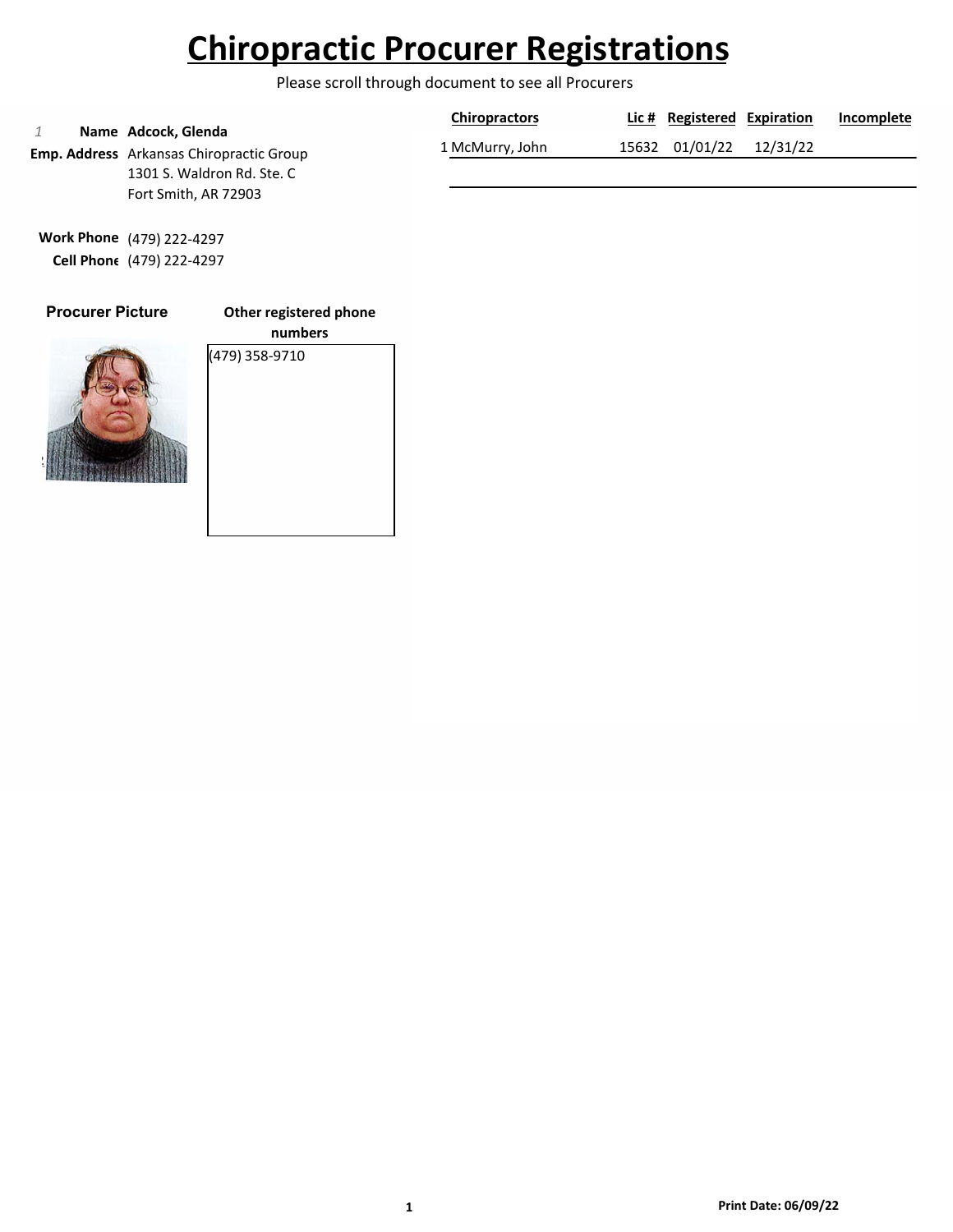# Chiropractic Procurer Registrations

Please scroll through document to see all Procurers

*1* **Name** **Adcock, Glenda**

**Emp. Address** Arkansas Chiropractic Group
1301 S. Waldron Rd. Ste. C
Fort Smith, AR 72903

**Work Phone** (479) 222-4297
**Cell Phone** (479) 222-4297

**Procurer Picture**

**Other registered phone numbers**

(479) 358-9710

| | Chiropractors | Lic # | Registered | Expiration | Incomplete |
|---|---|---|---|---|---|
| 1 | McMurry, John | 15632 | 01/01/22 | 12/31/22 | |

**Print Date: 06/09/22**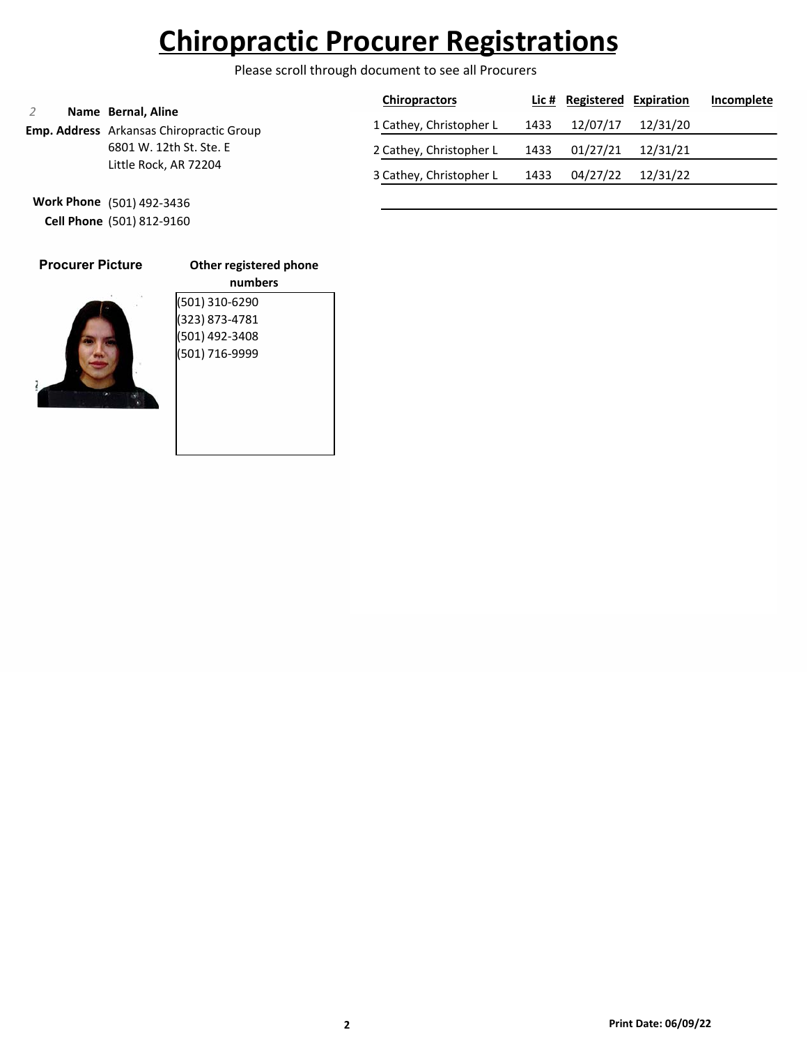# Chiropractic Procurer Registrations

Please scroll through document to see all Procurers

*2* **Name** **Bernal, Aline**

**Emp. Address** Arkansas Chiropractic Group
6801 W. 12th St. Ste. E
Little Rock, AR 72204

**Work Phone** (501) 492-3436
**Cell Phone** (501) 812-9160

| | Chiropractors | Lic # | Registered | Expiration | Incomplete |
|---|---|---|---|---|---|
| 1 | Cathey, Christopher L | 1433 | 12/07/17 | 12/31/20 | |
| 2 | Cathey, Christopher L | 1433 | 01/27/21 | 12/31/21 | |
| 3 | Cathey, Christopher L | 1433 | 04/27/22 | 12/31/22 | |

**Procurer Picture**

**Other registered phone numbers**

(501) 310-6290
(323) 873-4781
(501) 492-3408
(501) 716-9999

**Print Date: 06/09/22**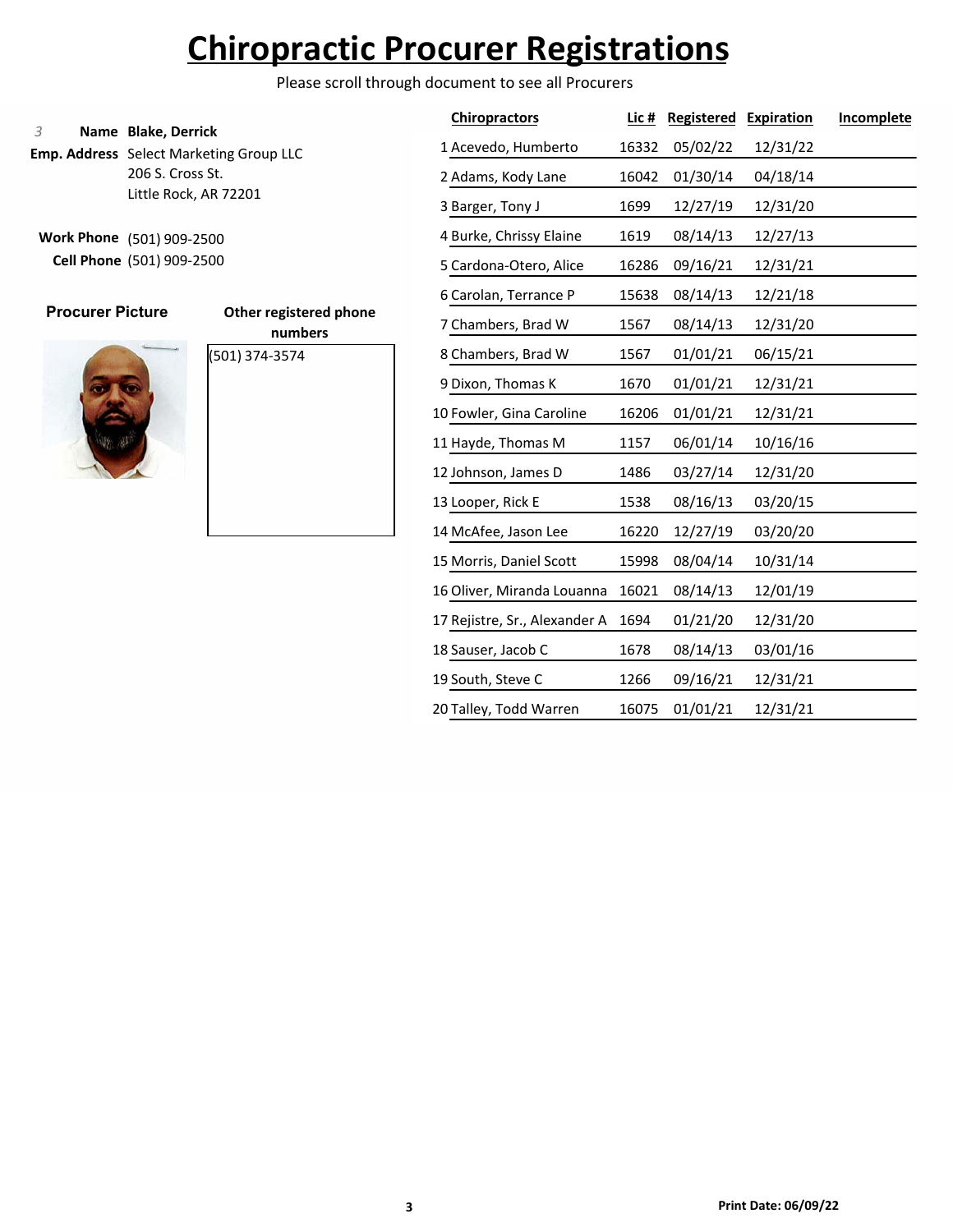# Chiropractic Procurer Registrations

Please scroll through document to see all Procurers

*3*

**Name** **Blake, Derrick**

**Emp. Address** Select Marketing Group LLC
206 S. Cross St.
Little Rock, AR 72201

**Work Phone** (501) 909-2500

**Cell Phone** (501) 909-2500

**Procurer Picture**

**Other registered phone numbers**

(501) 374-3574

| | Chiropractors | Lic # | Registered | Expiration | Incomplete |
|---|---|---|---|---|---|
| 1 | Acevedo, Humberto | 16332 | 05/02/22 | 12/31/22 | |
| 2 | Adams, Kody Lane | 16042 | 01/30/14 | 04/18/14 | |
| 3 | Barger, Tony J | 1699 | 12/27/19 | 12/31/20 | |
| 4 | Burke, Chrissy Elaine | 1619 | 08/14/13 | 12/27/13 | |
| 5 | Cardona-Otero, Alice | 16286 | 09/16/21 | 12/31/21 | |
| 6 | Carolan, Terrance P | 15638 | 08/14/13 | 12/21/18 | |
| 7 | Chambers, Brad W | 1567 | 08/14/13 | 12/31/20 | |
| 8 | Chambers, Brad W | 1567 | 01/01/21 | 06/15/21 | |
| 9 | Dixon, Thomas K | 1670 | 01/01/21 | 12/31/21 | |
| 10 | Fowler, Gina Caroline | 16206 | 01/01/21 | 12/31/21 | |
| 11 | Hayde, Thomas M | 1157 | 06/01/14 | 10/16/16 | |
| 12 | Johnson, James D | 1486 | 03/27/14 | 12/31/20 | |
| 13 | Looper, Rick E | 1538 | 08/16/13 | 03/20/15 | |
| 14 | McAfee, Jason Lee | 16220 | 12/27/19 | 03/20/20 | |
| 15 | Morris, Daniel Scott | 15998 | 08/04/14 | 10/31/14 | |
| 16 | Oliver, Miranda Louanna | 16021 | 08/14/13 | 12/01/19 | |
| 17 | Rejistre, Sr., Alexander A | 1694 | 01/21/20 | 12/31/20 | |
| 18 | Sauser, Jacob C | 1678 | 08/14/13 | 03/01/16 | |
| 19 | South, Steve C | 1266 | 09/16/21 | 12/31/21 | |
| 20 | Talley, Todd Warren | 16075 | 01/01/21 | 12/31/21 | |

**Print Date: 06/09/22**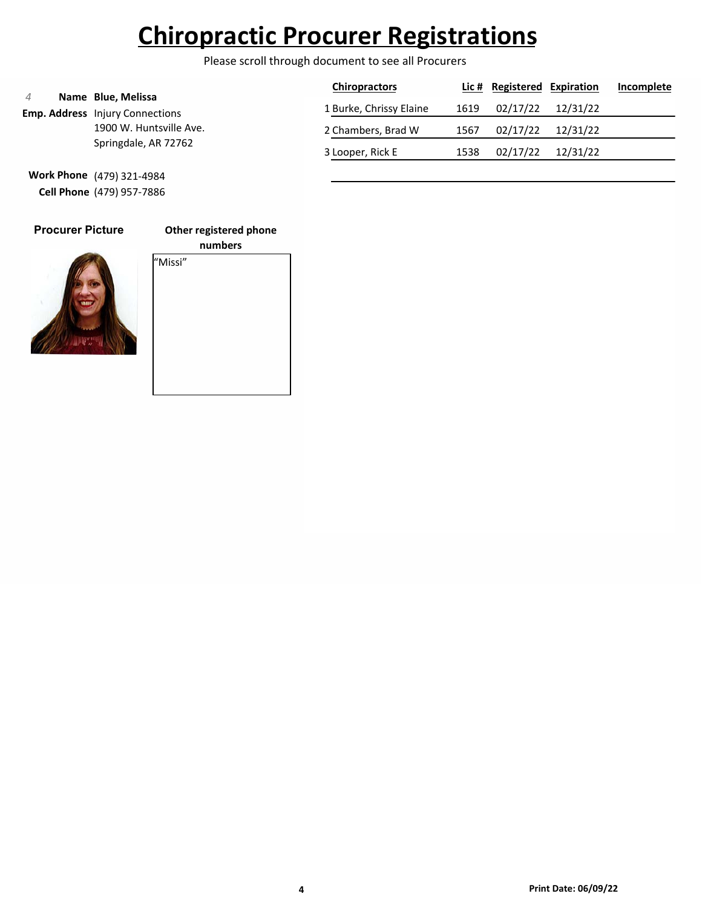# Chiropractic Procurer Registrations

Please scroll through document to see all Procurers

*4*

**Name** **Blue, Melissa**

**Emp. Address** Injury Connections
1900 W. Huntsville Ave.
Springdale, AR 72762

**Work Phone** (479) 321-4984
**Cell Phone** (479) 957-7886

| | Chiropractors | Lic # | Registered | Expiration | Incomplete |
|---|---|---|---|---|---|
| 1 | Burke, Chrissy Elaine | 1619 | 02/17/22 | 12/31/22 | |
| 2 | Chambers, Brad W | 1567 | 02/17/22 | 12/31/22 | |
| 3 | Looper, Rick E | 1538 | 02/17/22 | 12/31/22 | |

**Procurer Picture**

**Other registered phone numbers**

"Missi"

**Print Date: 06/09/22**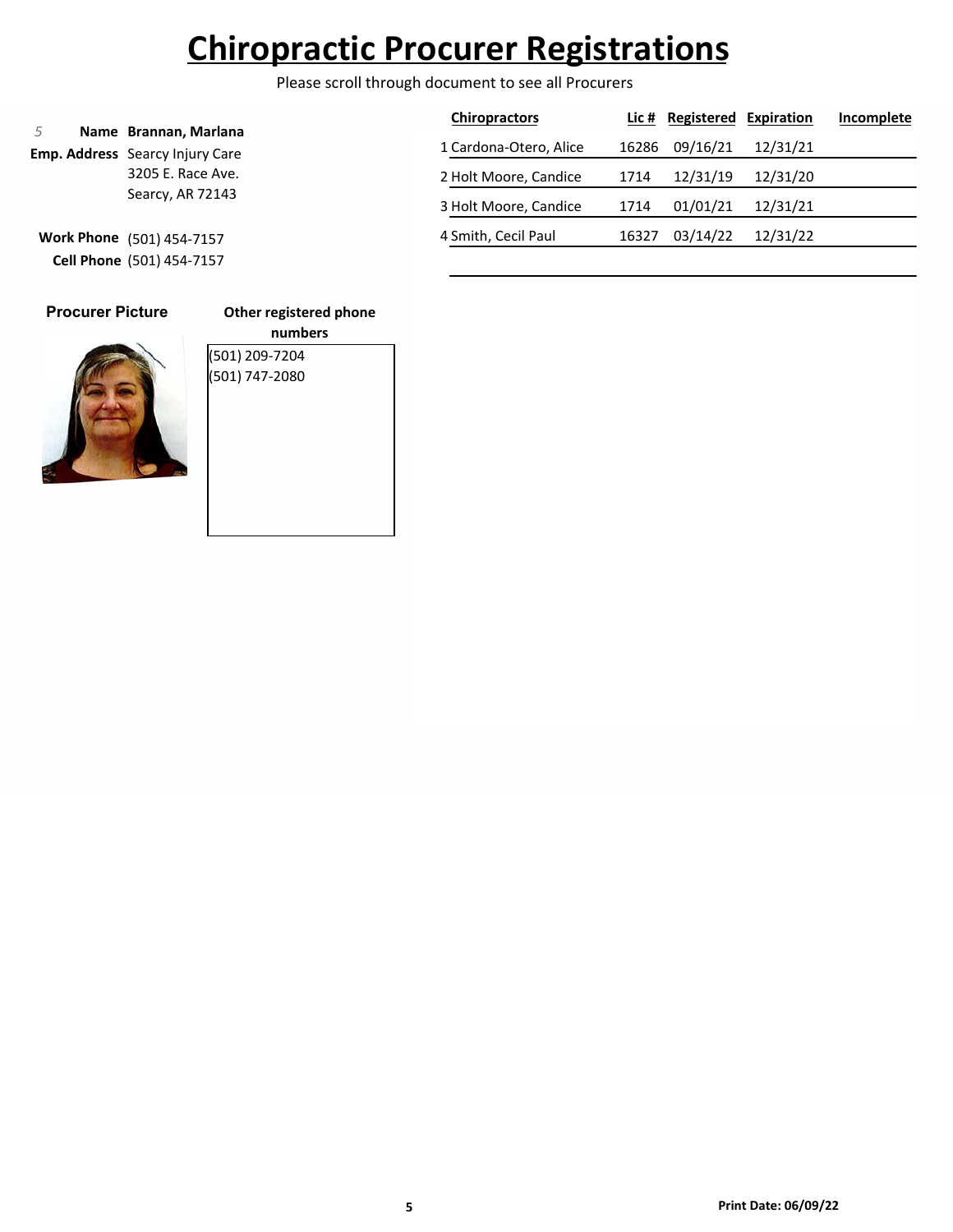# Chiropractic Procurer Registrations

Please scroll through document to see all Procurers

*5*

**Name** **Brannan, Marlana**

**Emp. Address** Searcy Injury Care
3205 E. Race Ave.
Searcy, AR 72143

**Work Phone** (501) 454-7157

**Cell Phone** (501) 454-7157

| | Chiropractors | Lic # | Registered | Expiration | Incomplete |
|---|---|---|---|---|---|
| 1 | Cardona-Otero, Alice | 16286 | 09/16/21 | 12/31/21 | |
| 2 | Holt Moore, Candice | 1714 | 12/31/19 | 12/31/20 | |
| 3 | Holt Moore, Candice | 1714 | 01/01/21 | 12/31/21 | |
| 4 | Smith, Cecil Paul | 16327 | 03/14/22 | 12/31/22 | |

**Procurer Picture**

**Other registered phone numbers**

(501) 209-7204
(501) 747-2080

**Print Date: 06/09/22**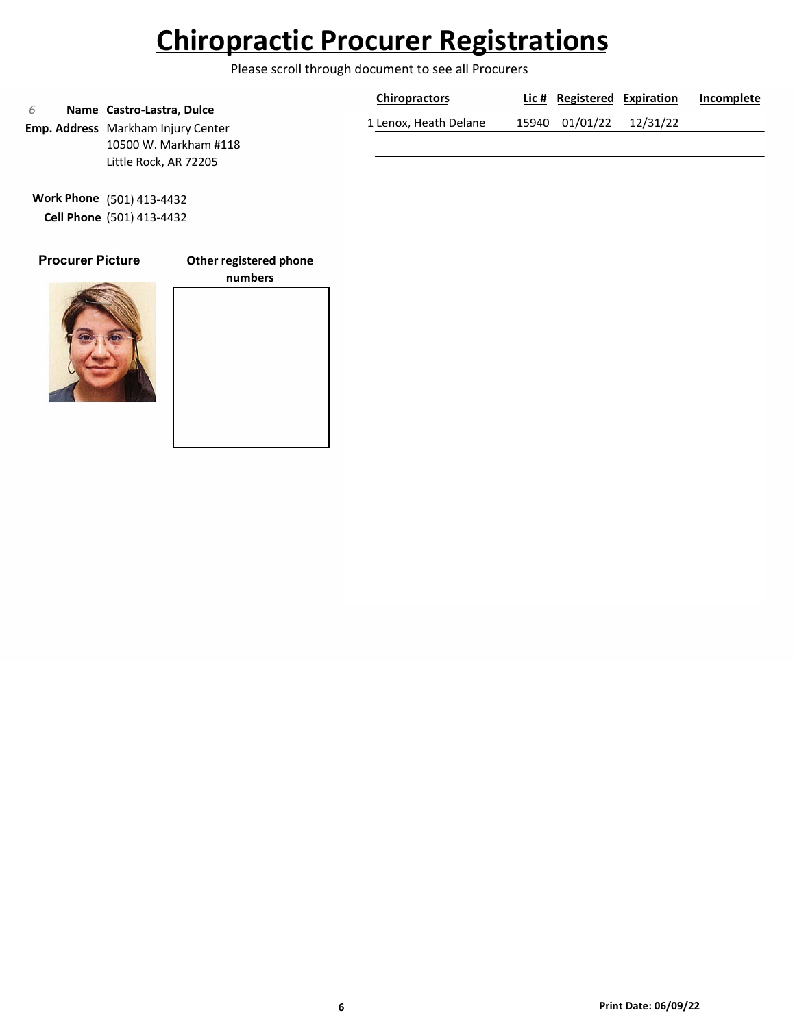# Chiropractic Procurer Registrations

Please scroll through document to see all Procurers

*6*

**Name** **Castro-Lastra, Dulce**

**Emp. Address** Markham Injury Center
10500 W. Markham #118
Little Rock, AR 72205

**Work Phone** (501) 413-4432
**Cell Phone** (501) 413-4432

**Procurer Picture**

**Other registered phone numbers**

| | Chiropractors | Lic # | Registered | Expiration | Incomplete |
|---|---|---|---|---|---|
| 1 | Lenox, Heath Delane | 15940 | 01/01/22 | 12/31/22 | |

**Print Date: 06/09/22**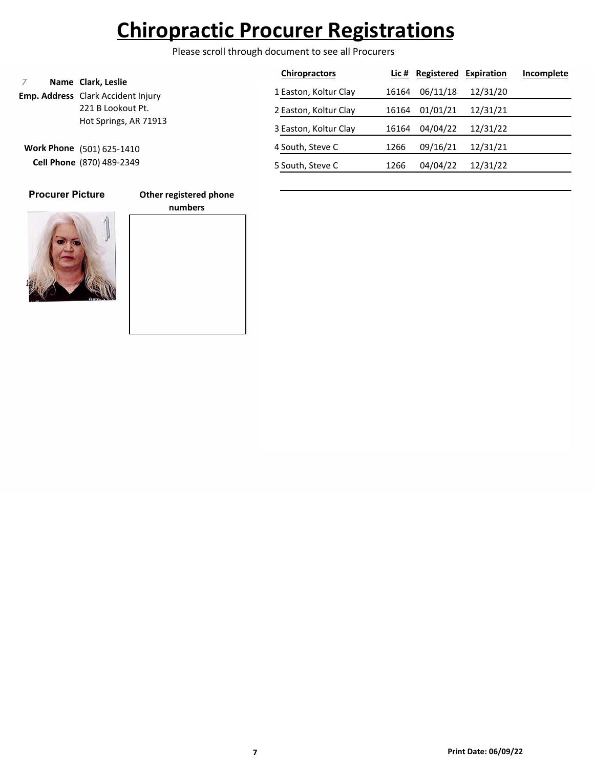# Chiropractic Procurer Registrations

Please scroll through document to see all Procurers

*7*

**Name** **Clark, Leslie**

**Emp. Address** Clark Accident Injury
221 B Lookout Pt.
Hot Springs, AR 71913

**Work Phone** (501) 625-1410

**Cell Phone** (870) 489-2349

| | Chiropractors | Lic # | Registered | Expiration | Incomplete |
|---|---|---|---|---|---|
| 1 | Easton, Koltur Clay | 16164 | 06/11/18 | 12/31/20 | |
| 2 | Easton, Koltur Clay | 16164 | 01/01/21 | 12/31/21 | |
| 3 | Easton, Koltur Clay | 16164 | 04/04/22 | 12/31/22 | |
| 4 | South, Steve C | 1266 | 09/16/21 | 12/31/21 | |
| 5 | South, Steve C | 1266 | 04/04/22 | 12/31/22 | |

**Procurer Picture**

**Other registered phone numbers**

**Print Date: 06/09/22**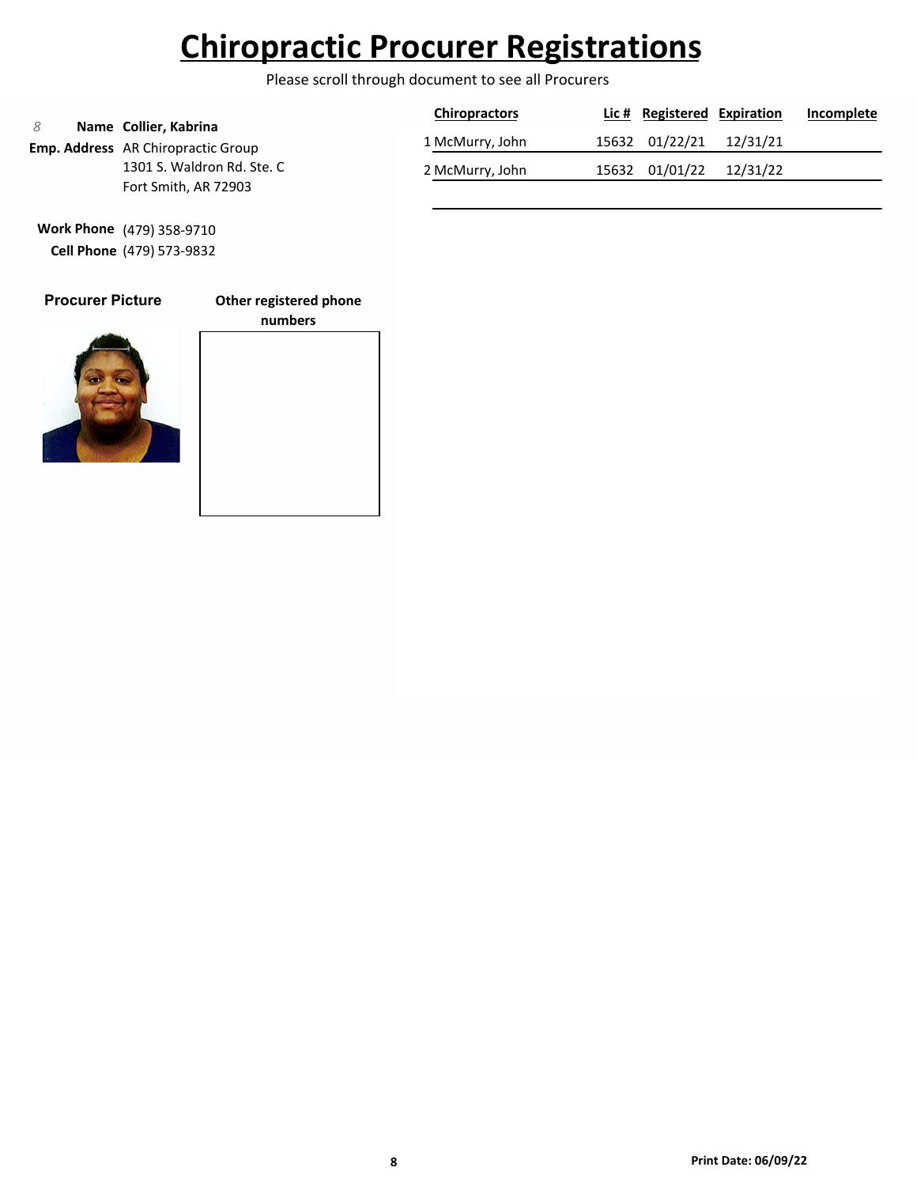# Chiropractic Procurer Registrations

Please scroll through document to see all Procurers

*8*

**Name** **Collier, Kabrina**

**Emp. Address** AR Chiropractic Group
1301 S. Waldron Rd. Ste. C
Fort Smith, AR 72903

**Work Phone** (479) 358-9710

**Cell Phone** (479) 573-9832

| | Chiropractors | Lic # | Registered | Expiration | Incomplete |
|---|---|---|---|---|---|
| 1 | McMurry, John | 15632 | 01/22/21 | 12/31/21 | |
| 2 | McMurry, John | 15632 | 01/01/22 | 12/31/22 | |

**Procurer Picture**

**Other registered phone numbers**

**Print Date: 06/09/22**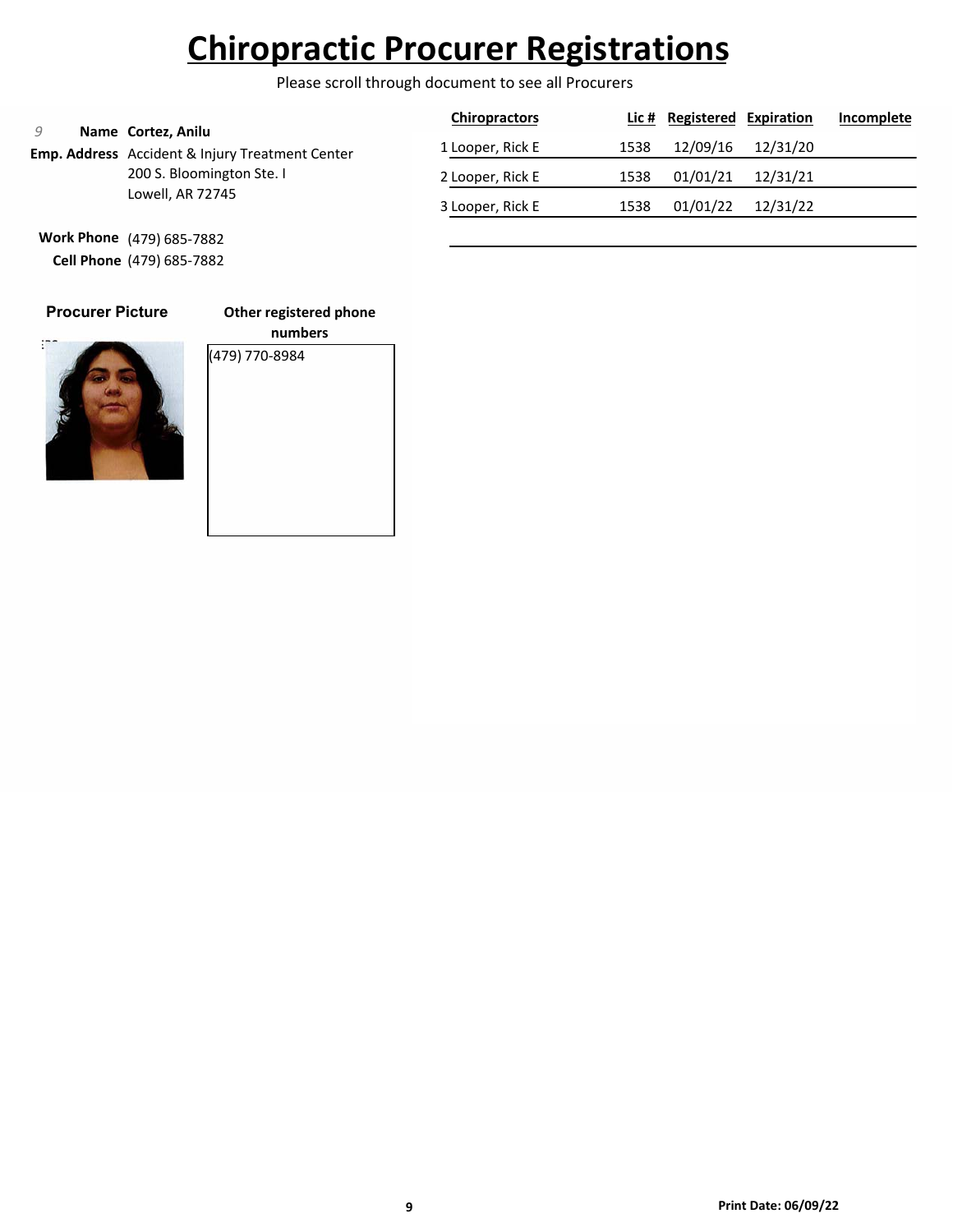# Chiropractic Procurer Registrations

Please scroll through document to see all Procurers

9

**Name** **Cortez, Anilu**

**Emp. Address** Accident & Injury Treatment Center
200 S. Bloomington Ste. I
Lowell, AR 72745

**Work Phone** (479) 685-7882

**Cell Phone** (479) 685-7882

| | Chiropractors | Lic # | Registered | Expiration | Incomplete |
|---|---|---|---|---|---|
| 1 | Looper, Rick E | 1538 | 12/09/16 | 12/31/20 | |
| 2 | Looper, Rick E | 1538 | 01/01/21 | 12/31/21 | |
| 3 | Looper, Rick E | 1538 | 01/01/22 | 12/31/22 | |

**Procurer Picture**

**Other registered phone numbers**

(479) 770-8984

**Print Date: 06/09/22**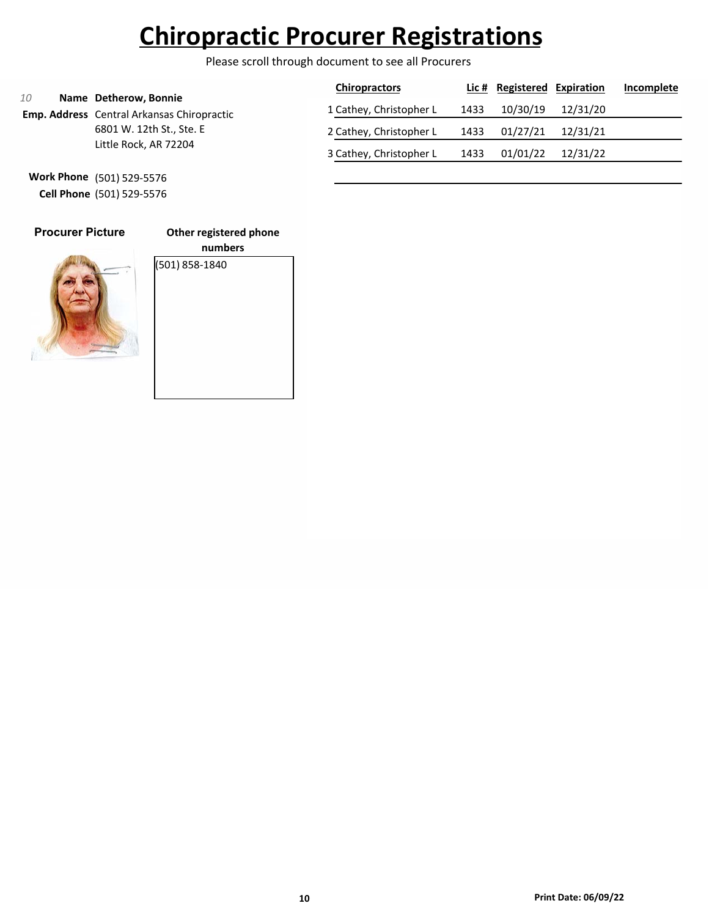# Chiropractic Procurer Registrations

Please scroll through document to see all Procurers

*10*

**Name** **Detherow, Bonnie**

**Emp. Address** Central Arkansas Chiropractic
6801 W. 12th St., Ste. E
Little Rock, AR 72204

**Work Phone** (501) 529-5576

**Cell Phone** (501) 529-5576

| | Chiropractors | Lic # | Registered | Expiration | Incomplete |
|---|---|---|---|---|---|
| 1 | Cathey, Christopher L | 1433 | 10/30/19 | 12/31/20 | |
| 2 | Cathey, Christopher L | 1433 | 01/27/21 | 12/31/21 | |
| 3 | Cathey, Christopher L | 1433 | 01/01/22 | 12/31/22 | |

**Procurer Picture**

**Other registered phone numbers**

(501) 858-1840

**Print Date: 06/09/22**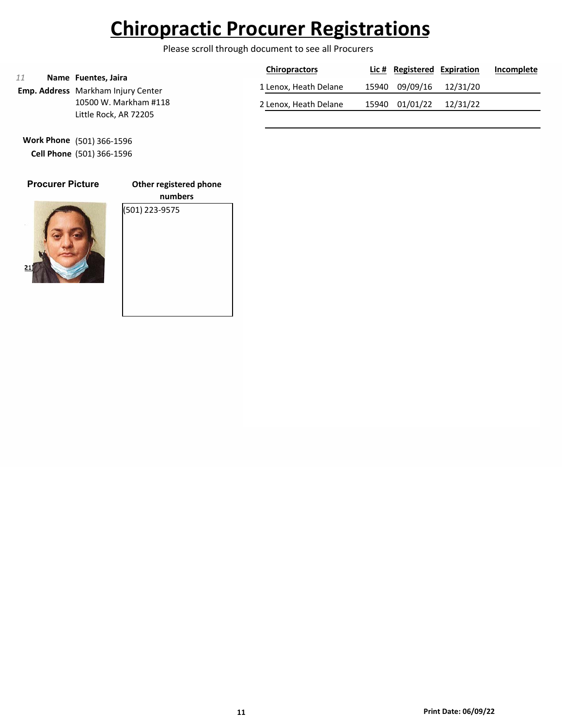# Chiropractic Procurer Registrations

Please scroll through document to see all Procurers

*11* **Name** **Fuentes, Jaira**

**Emp. Address** Markham Injury Center
10500 W. Markham #118
Little Rock, AR 72205

**Work Phone** (501) 366-1596
**Cell Phone** (501) 366-1596

| | Chiropractors | Lic # | Registered | Expiration | Incomplete |
|---|---|---|---|---|---|
| 1 | Lenox, Heath Delane | 15940 | 09/09/16 | 12/31/20 | |
| 2 | Lenox, Heath Delane | 15940 | 01/01/22 | 12/31/22 | |

**Procurer Picture**

**Other registered phone numbers**

(501) 223-9575

**Print Date: 06/09/22**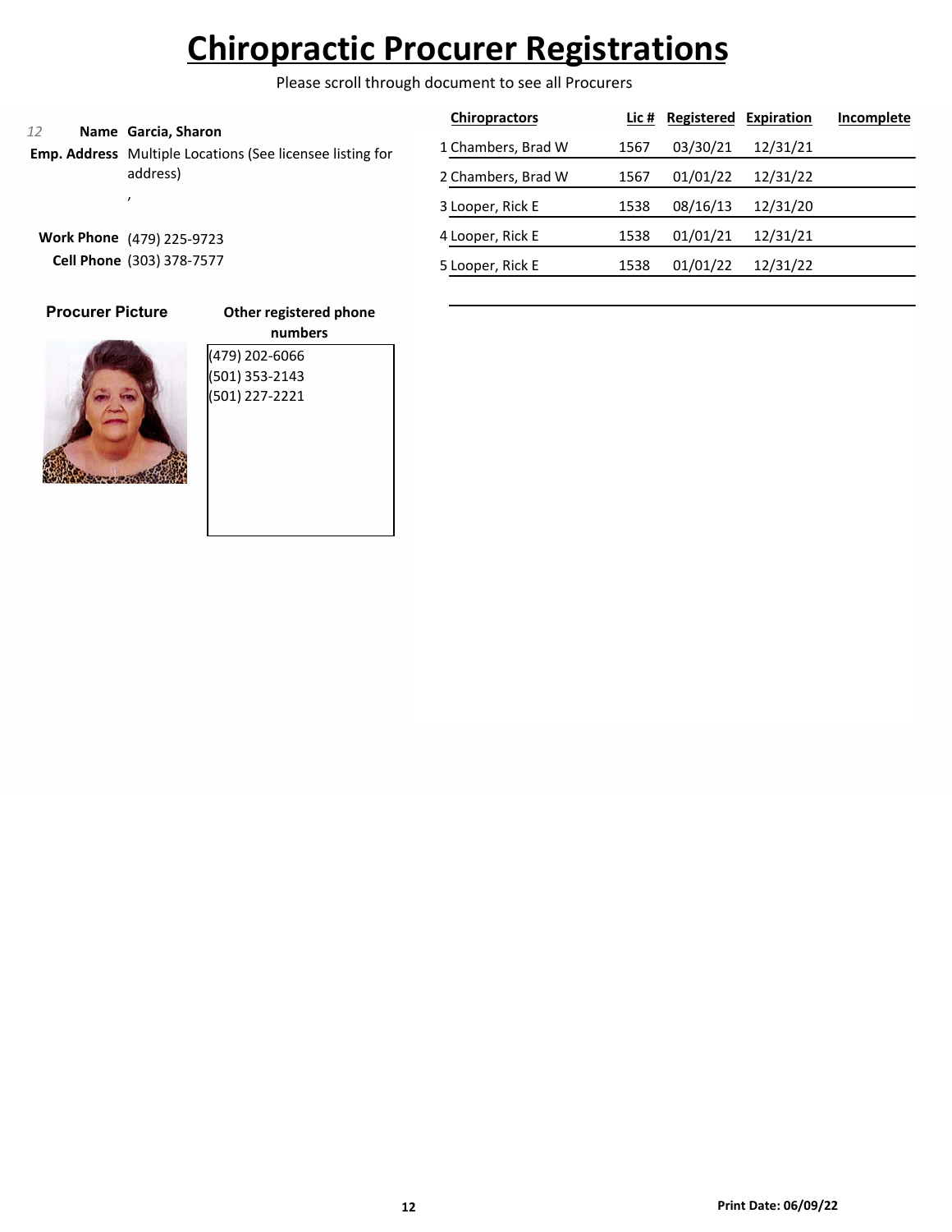# Chiropractic Procurer Registrations

Please scroll through document to see all Procurers

*12* **Name** **Garcia, Sharon**

**Emp. Address** Multiple Locations (See licensee listing for address)

,

**Work Phone** (479) 225-9723

**Cell Phone** (303) 378-7577

**Procurer Picture**

**Other registered phone numbers**

(479) 202-6066
(501) 353-2143
(501) 227-2221

| | Chiropractors | Lic # | Registered | Expiration | Incomplete |
|---|---|---|---|---|---|
| 1 | Chambers, Brad W | 1567 | 03/30/21 | 12/31/21 | |
| 2 | Chambers, Brad W | 1567 | 01/01/22 | 12/31/22 | |
| 3 | Looper, Rick E | 1538 | 08/16/13 | 12/31/20 | |
| 4 | Looper, Rick E | 1538 | 01/01/21 | 12/31/21 | |
| 5 | Looper, Rick E | 1538 | 01/01/22 | 12/31/22 | |

**Print Date: 06/09/22**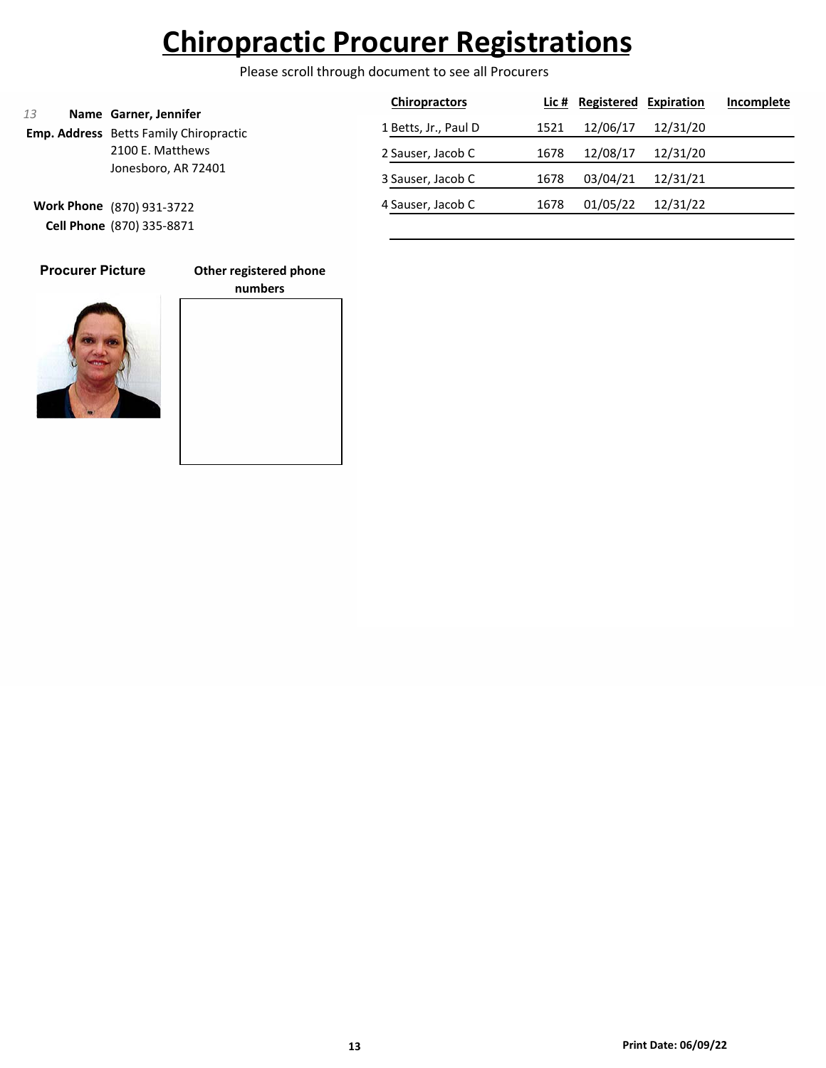# Chiropractic Procurer Registrations

Please scroll through document to see all Procurers

*13*

**Name** **Garner, Jennifer**

**Emp. Address** Betts Family Chiropractic
2100 E. Matthews
Jonesboro, AR 72401

**Work Phone** (870) 931-3722

**Cell Phone** (870) 335-8871

| | Chiropractors | Lic # | Registered | Expiration | Incomplete |
|---|---|---|---|---|---|
| 1 | Betts, Jr., Paul D | 1521 | 12/06/17 | 12/31/20 | |
| 2 | Sauser, Jacob C | 1678 | 12/08/17 | 12/31/20 | |
| 3 | Sauser, Jacob C | 1678 | 03/04/21 | 12/31/21 | |
| 4 | Sauser, Jacob C | 1678 | 01/05/22 | 12/31/22 | |

**Procurer Picture**

**Other registered phone numbers**

**Print Date: 06/09/22**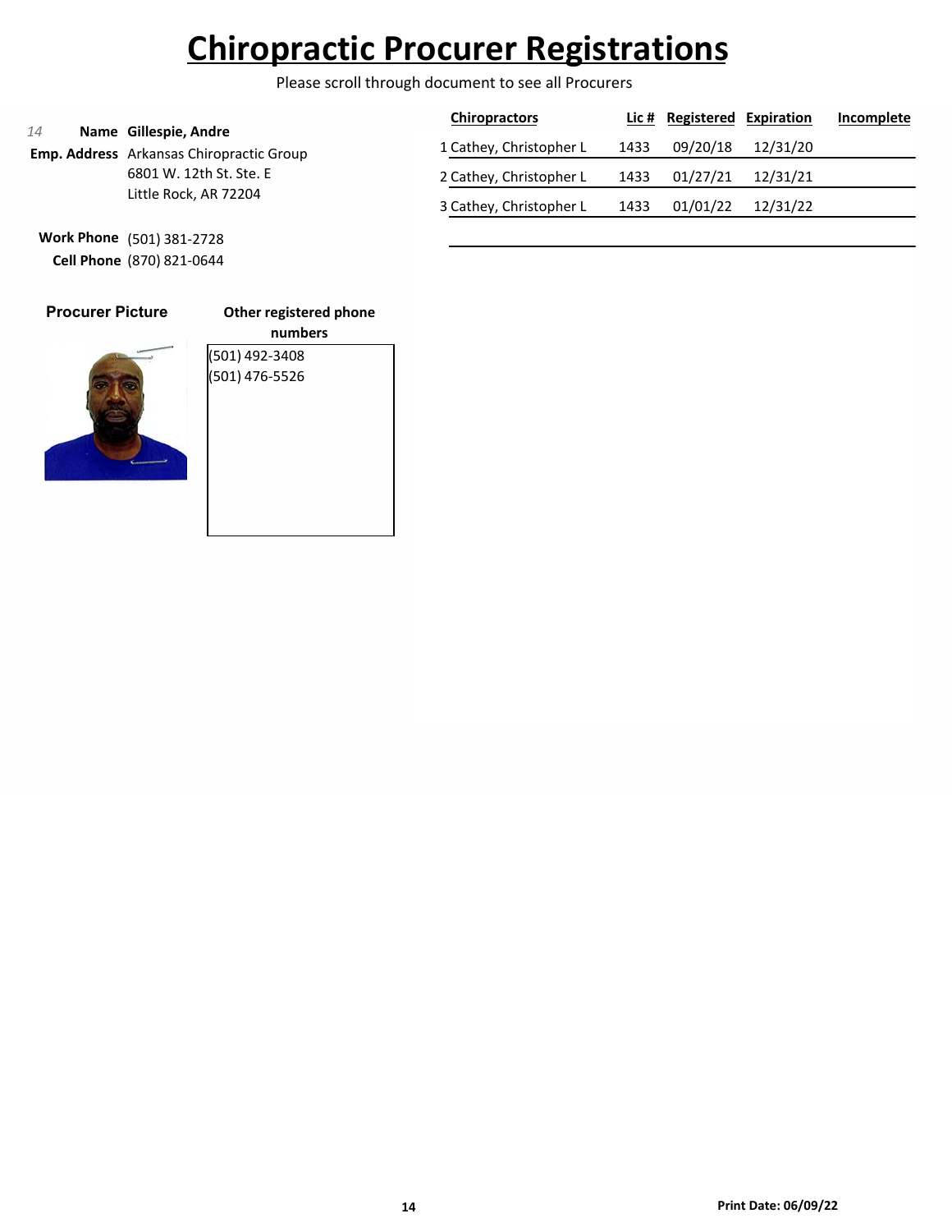# Chiropractic Procurer Registrations

Please scroll through document to see all Procurers

*14*

**Name** **Gillespie, Andre**

**Emp. Address** Arkansas Chiropractic Group
6801 W. 12th St. Ste. E
Little Rock, AR 72204

**Work Phone** (501) 381-2728

**Cell Phone** (870) 821-0644

| | Chiropractors | Lic # | Registered | Expiration | Incomplete |
|---|---|---|---|---|---|
| 1 | Cathey, Christopher L | 1433 | 09/20/18 | 12/31/20 | |
| 2 | Cathey, Christopher L | 1433 | 01/27/21 | 12/31/21 | |
| 3 | Cathey, Christopher L | 1433 | 01/01/22 | 12/31/22 | |

**Procurer Picture**

**Other registered phone numbers**

(501) 492-3408
(501) 476-5526

**Print Date: 06/09/22**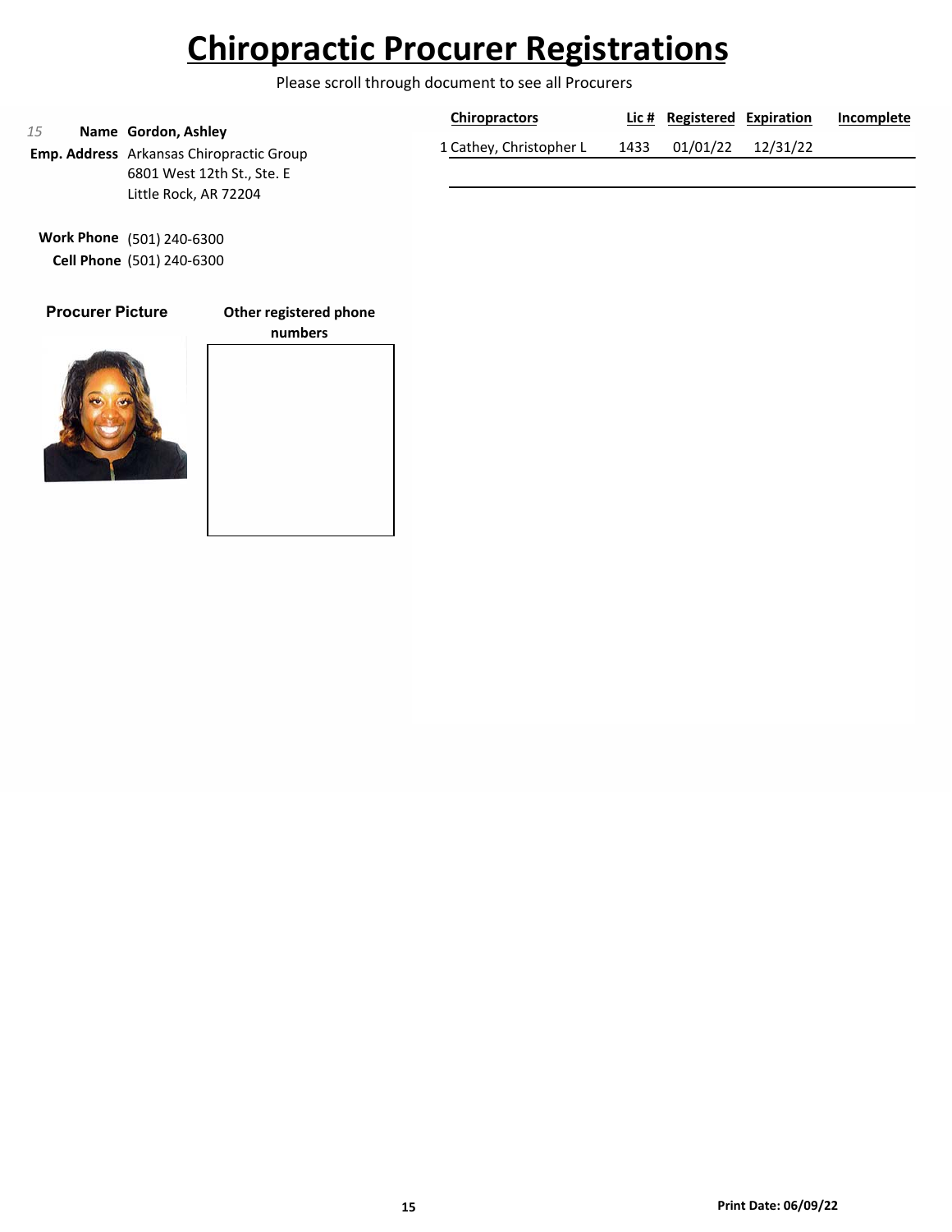# Chiropractic Procurer Registrations

Please scroll through document to see all Procurers

*15* **Name** **Gordon, Ashley**

**Emp. Address** Arkansas Chiropractic Group
6801 West 12th St., Ste. E
Little Rock, AR 72204

**Work Phone** (501) 240-6300
**Cell Phone** (501) 240-6300

**Procurer Picture**

**Other registered phone numbers**

| | Chiropractors | Lic # | Registered | Expiration | Incomplete |
|---|---|---|---|---|---|
| 1 | Cathey, Christopher L | 1433 | 01/01/22 | 12/31/22 | |

**Print Date: 06/09/22**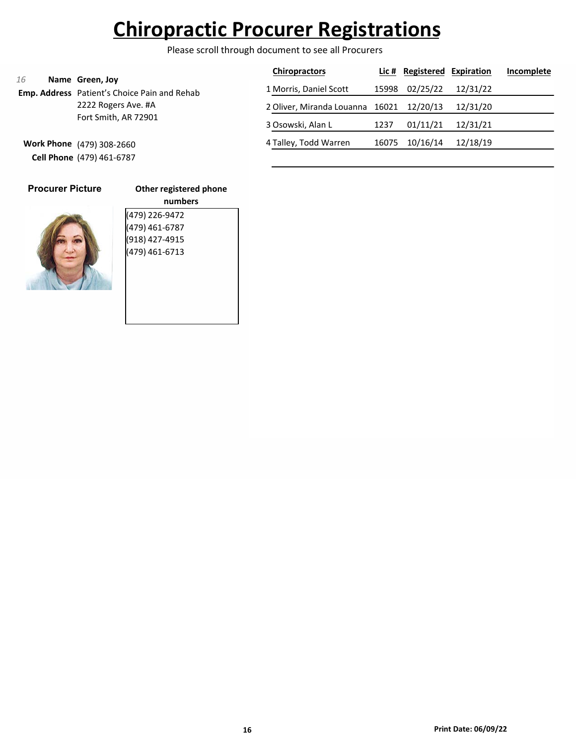# Chiropractic Procurer Registrations

Please scroll through document to see all Procurers

*16*

**Name** Green, Joy

**Emp. Address** Patient's Choice Pain and Rehab
2222 Rogers Ave. #A
Fort Smith, AR 72901

**Work Phone** (479) 308-2660

**Cell Phone** (479) 461-6787

| | Chiropractors | Lic # | Registered | Expiration | Incomplete |
|---|---|---|---|---|---|
| 1 | Morris, Daniel Scott | 15998 | 02/25/22 | 12/31/22 | |
| 2 | Oliver, Miranda Louanna | 16021 | 12/20/13 | 12/31/20 | |
| 3 | Osowski, Alan L | 1237 | 01/11/21 | 12/31/21 | |
| 4 | Talley, Todd Warren | 16075 | 10/16/14 | 12/18/19 | |

**Procurer Picture**

**Other registered phone numbers**

(479) 226-9472
(479) 461-6787
(918) 427-4915
(479) 461-6713

**Print Date: 06/09/22**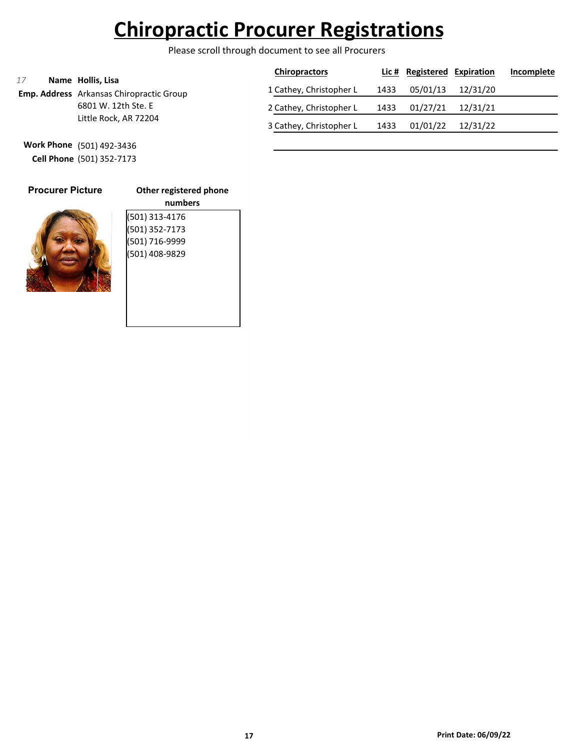# Chiropractic Procurer Registrations

Please scroll through document to see all Procurers

*17*

**Name** **Hollis, Lisa**

**Emp. Address** Arkansas Chiropractic Group
6801 W. 12th Ste. E
Little Rock, AR 72204

**Work Phone** (501) 492-3436

**Cell Phone** (501) 352-7173

| | Chiropractors | Lic # | Registered | Expiration | Incomplete |
|---|---|---|---|---|---|
| 1 | Cathey, Christopher L | 1433 | 05/01/13 | 12/31/20 | |
| 2 | Cathey, Christopher L | 1433 | 01/27/21 | 12/31/21 | |
| 3 | Cathey, Christopher L | 1433 | 01/01/22 | 12/31/22 | |

**Procurer Picture**

**Other registered phone numbers**

(501) 313-4176
(501) 352-7173
(501) 716-9999
(501) 408-9829

**Print Date: 06/09/22**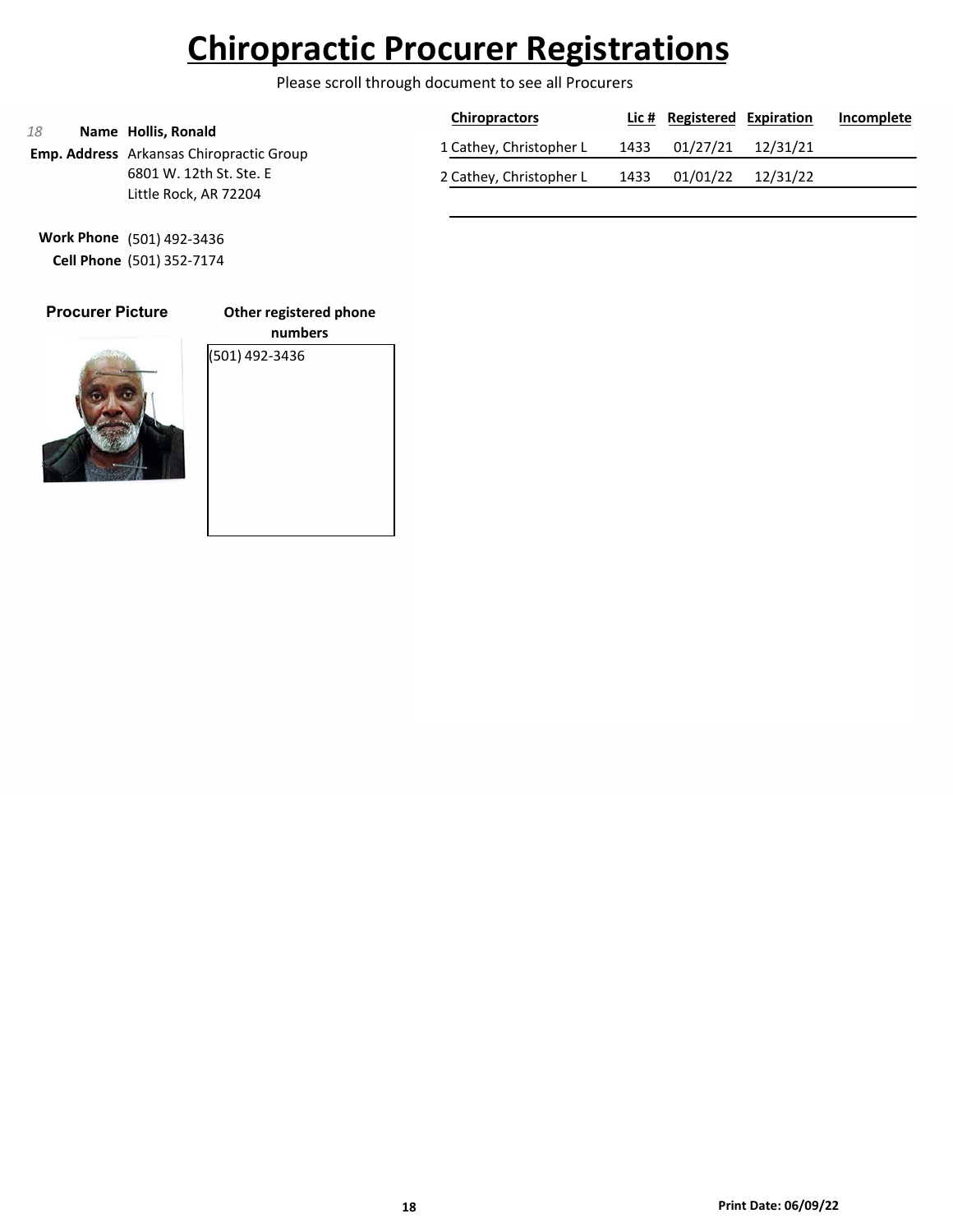# Chiropractic Procurer Registrations

Please scroll through document to see all Procurers

*18* **Name** **Hollis, Ronald**

**Emp. Address** Arkansas Chiropractic Group
6801 W. 12th St. Ste. E
Little Rock, AR 72204

**Work Phone** (501) 492-3436
**Cell Phone** (501) 352-7174

| | Chiropractors | Lic # | Registered | Expiration | Incomplete |
|---|---|---|---|---|---|
| 1 | Cathey, Christopher L | 1433 | 01/27/21 | 12/31/21 | |
| 2 | Cathey, Christopher L | 1433 | 01/01/22 | 12/31/22 | |

**Procurer Picture**

**Other registered phone numbers**

(501) 492-3436

**Print Date: 06/09/22**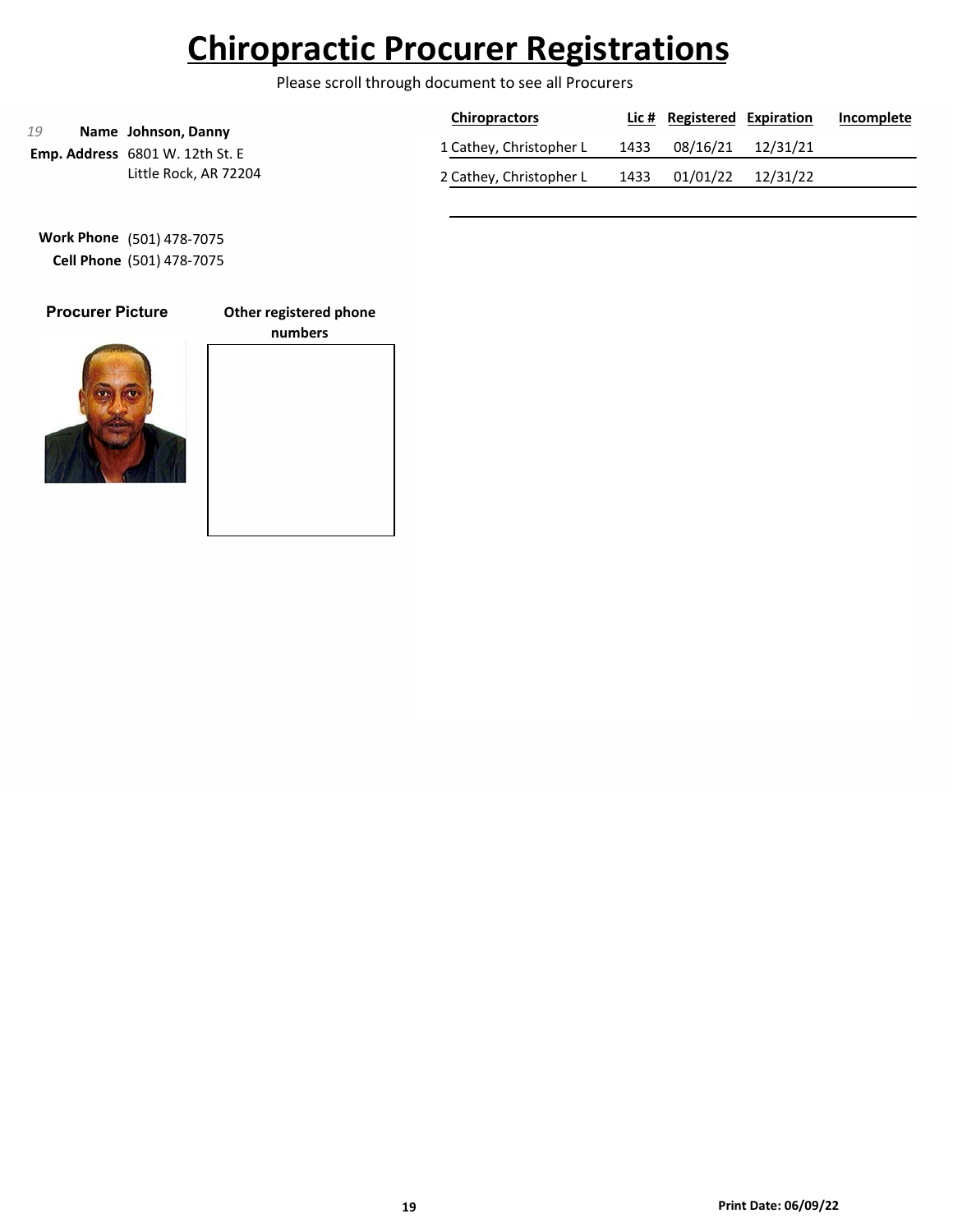# Chiropractic Procurer Registrations

Please scroll through document to see all Procurers

*19* **Name** **Johnson, Danny**

**Emp. Address** 6801 W. 12th St. E
Little Rock, AR 72204

**Work Phone** (501) 478-7075
**Cell Phone** (501) 478-7075

**Procurer Picture**

**Other registered phone numbers**

| | Chiropractors | Lic # | Registered | Expiration | Incomplete |
|---|---|---|---|---|---|
| 1 | Cathey, Christopher L | 1433 | 08/16/21 | 12/31/21 | |
| 2 | Cathey, Christopher L | 1433 | 01/01/22 | 12/31/22 | |

**Print Date: 06/09/22**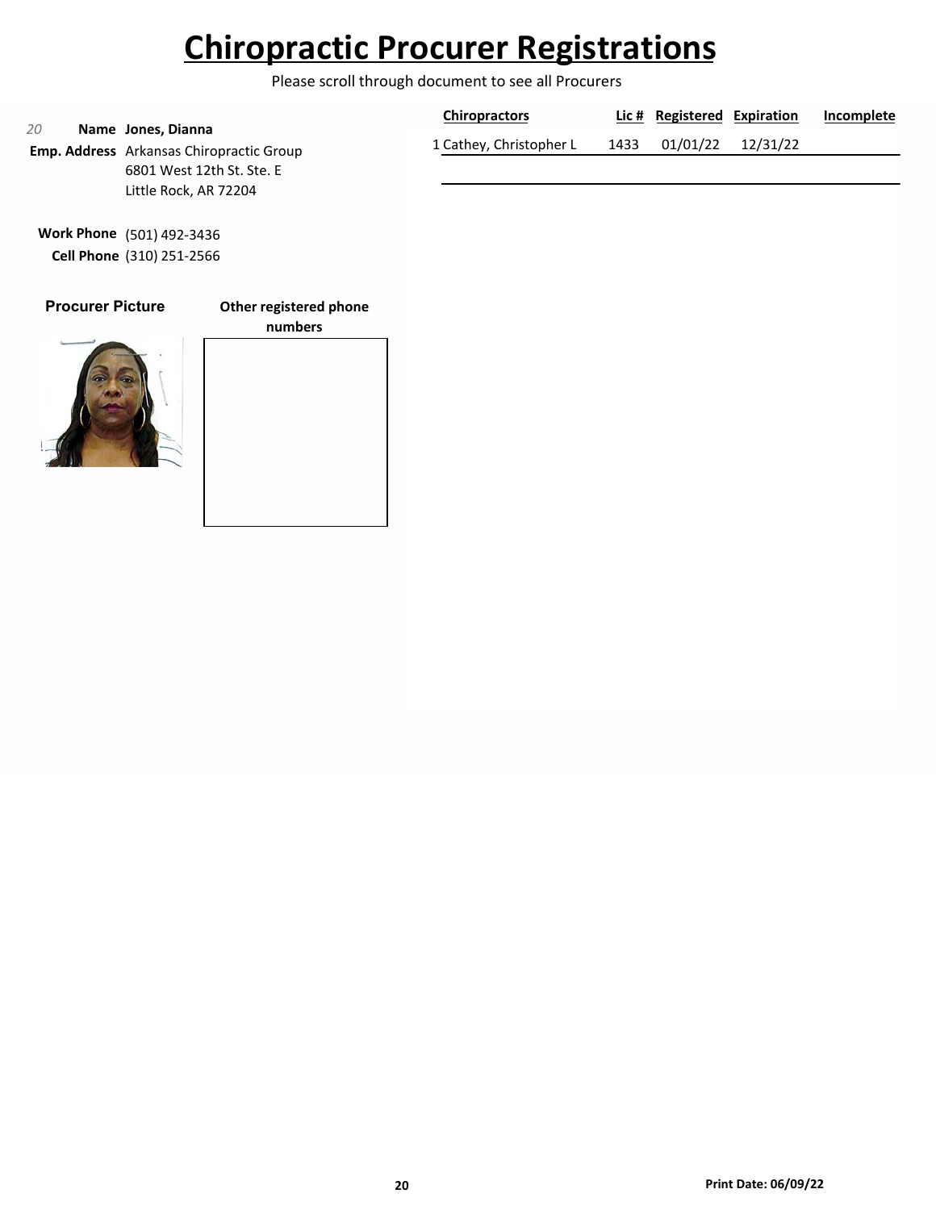# Chiropractic Procurer Registrations

Please scroll through document to see all Procurers

*20* **Name** **Jones, Dianna**

**Emp. Address** Arkansas Chiropractic Group
6801 West 12th St. Ste. E
Little Rock, AR 72204

**Work Phone** (501) 492-3436
**Cell Phone** (310) 251-2566

**Procurer Picture**

**Other registered phone numbers**

| | Chiropractors | Lic # | Registered | Expiration | Incomplete |
|---|---|---|---|---|---|
| 1 | Cathey, Christopher L | 1433 | 01/01/22 | 12/31/22 | |

**Print Date: 06/09/22**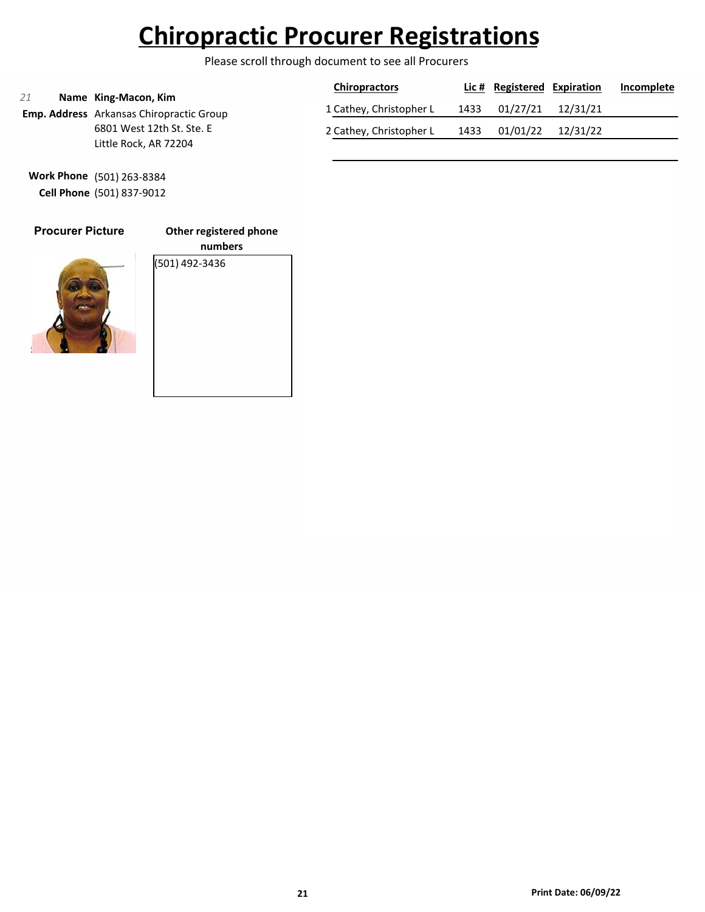# Chiropractic Procurer Registrations

Please scroll through document to see all Procurers

*21* **Name** King-Macon, Kim

**Emp. Address** Arkansas Chiropractic Group
6801 West 12th St. Ste. E
Little Rock, AR 72204

**Work Phone** (501) 263-8384
**Cell Phone** (501) 837-9012

| | Chiropractors | Lic # | Registered | Expiration | Incomplete |
|---|---|---|---|---|---|
| 1 | Cathey, Christopher L | 1433 | 01/27/21 | 12/31/21 | |
| 2 | Cathey, Christopher L | 1433 | 01/01/22 | 12/31/22 | |

**Procurer Picture**

**Other registered phone numbers**

(501) 492-3436

**Print Date: 06/09/22**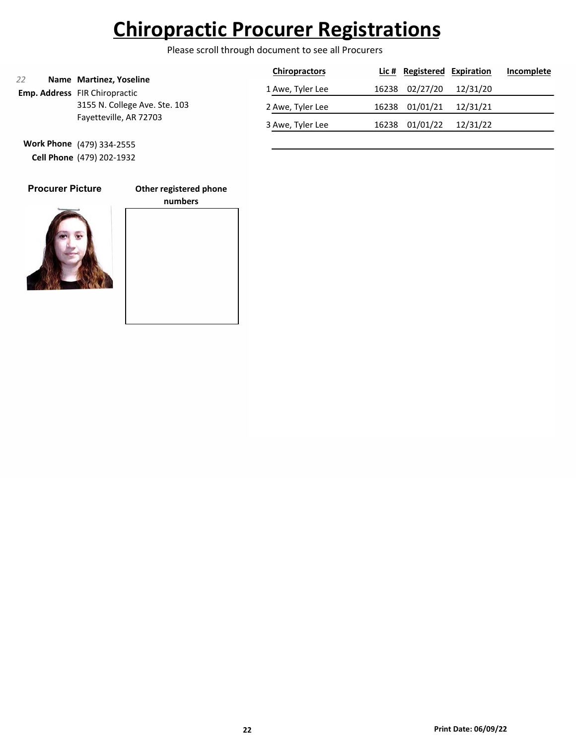# Chiropractic Procurer Registrations

Please scroll through document to see all Procurers

22

**Name** **Martinez, Yoseline**

**Emp. Address** FIR Chiropractic
3155 N. College Ave. Ste. 103
Fayetteville, AR 72703

**Work Phone** (479) 334-2555

**Cell Phone** (479) 202-1932

| | Chiropractors | Lic # | Registered | Expiration | Incomplete |
|---|---|---|---|---|---|
| 1 | Awe, Tyler Lee | 16238 | 02/27/20 | 12/31/20 | |
| 2 | Awe, Tyler Lee | 16238 | 01/01/21 | 12/31/21 | |
| 3 | Awe, Tyler Lee | 16238 | 01/01/22 | 12/31/22 | |

**Procurer Picture**

**Other registered phone numbers**

**Print Date: 06/09/22**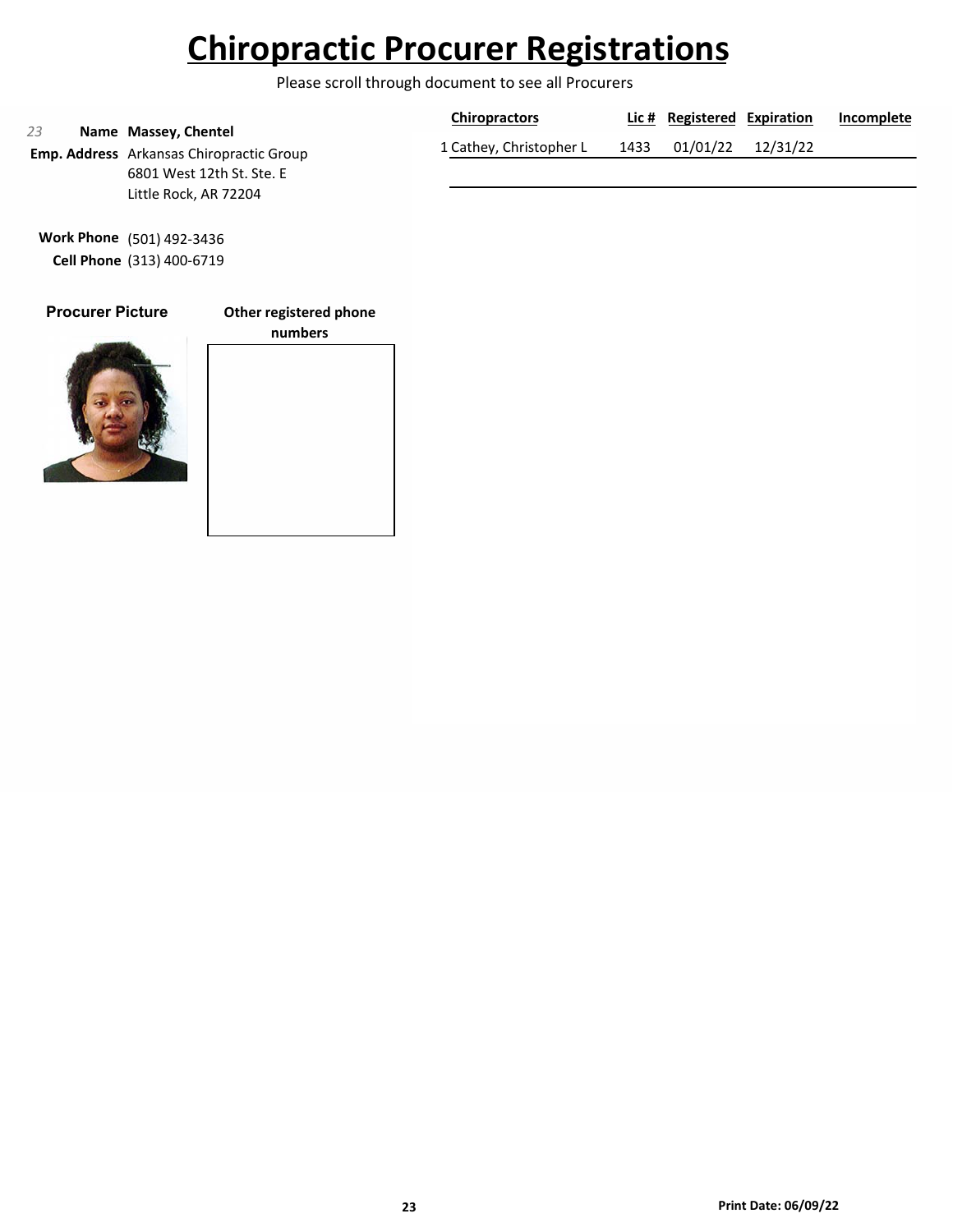# Chiropractic Procurer Registrations

Please scroll through document to see all Procurers

*23*

**Name** **Massey, Chentel**

**Emp. Address** Arkansas Chiropractic Group
6801 West 12th St. Ste. E
Little Rock, AR 72204

**Work Phone** (501) 492-3436
**Cell Phone** (313) 400-6719

| | Chiropractors | Lic # | Registered | Expiration | Incomplete |
|---|---|---|---|---|---|
| 1 | Cathey, Christopher L | 1433 | 01/01/22 | 12/31/22 | |

**Procurer Picture**

**Other registered phone numbers**

**Print Date: 06/09/22**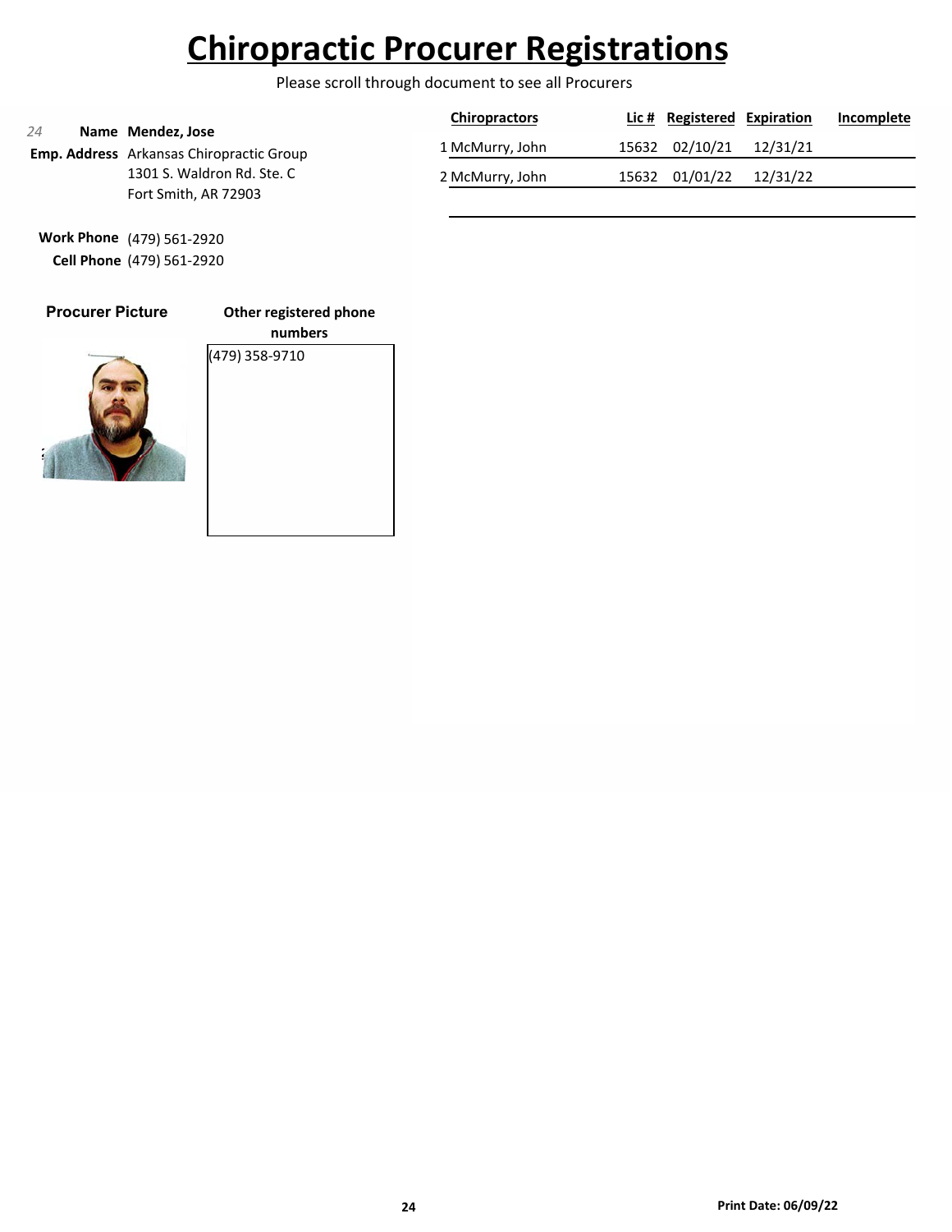# Chiropractic Procurer Registrations

Please scroll through document to see all Procurers

*24* **Name** **Mendez, Jose**

**Emp. Address** Arkansas Chiropractic Group
1301 S. Waldron Rd. Ste. C
Fort Smith, AR 72903

**Work Phone** (479) 561-2920
**Cell Phone** (479) 561-2920

| | Chiropractors | Lic # | Registered | Expiration | Incomplete |
|---|---|---|---|---|---|
| 1 | McMurry, John | 15632 | 02/10/21 | 12/31/21 | |
| 2 | McMurry, John | 15632 | 01/01/22 | 12/31/22 | |

**Procurer Picture**

**Other registered phone numbers**

(479) 358-9710

**Print Date: 06/09/22**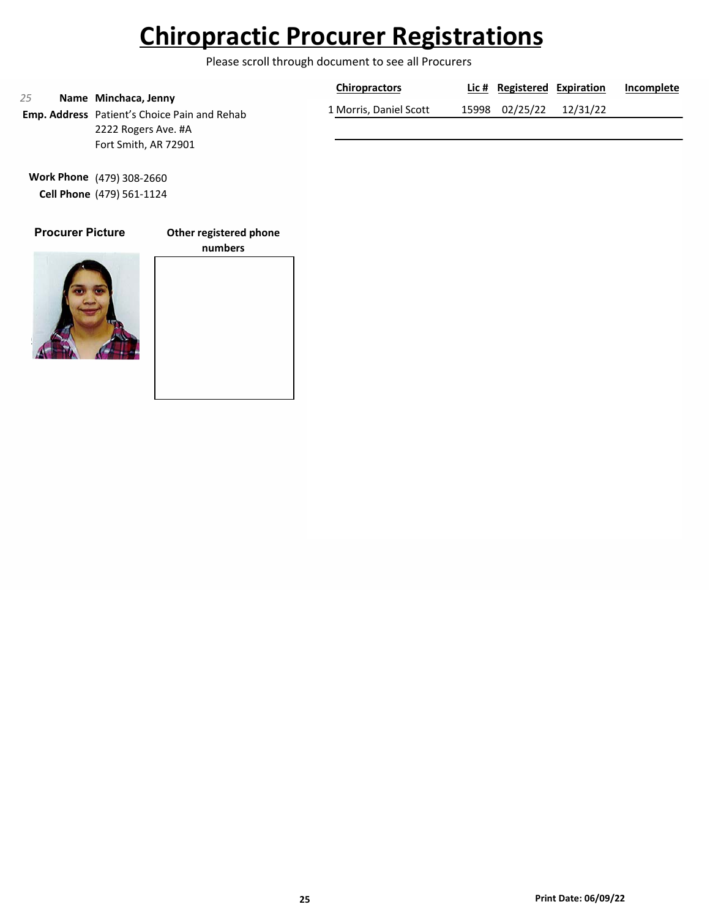# Chiropractic Procurer Registrations

Please scroll through document to see all Procurers

*25*

**Name** **Minchaca, Jenny**

**Emp. Address** Patient's Choice Pain and Rehab
2222 Rogers Ave. #A
Fort Smith, AR 72901

**Work Phone** (479) 308-2660
**Cell Phone** (479) 561-1124

| | Chiropractors | Lic # | Registered | Expiration | Incomplete |
|---|---|---|---|---|---|
| 1 | Morris, Daniel Scott | 15998 | 02/25/22 | 12/31/22 | |

**Procurer Picture**

**Other registered phone numbers**

**Print Date: 06/09/22**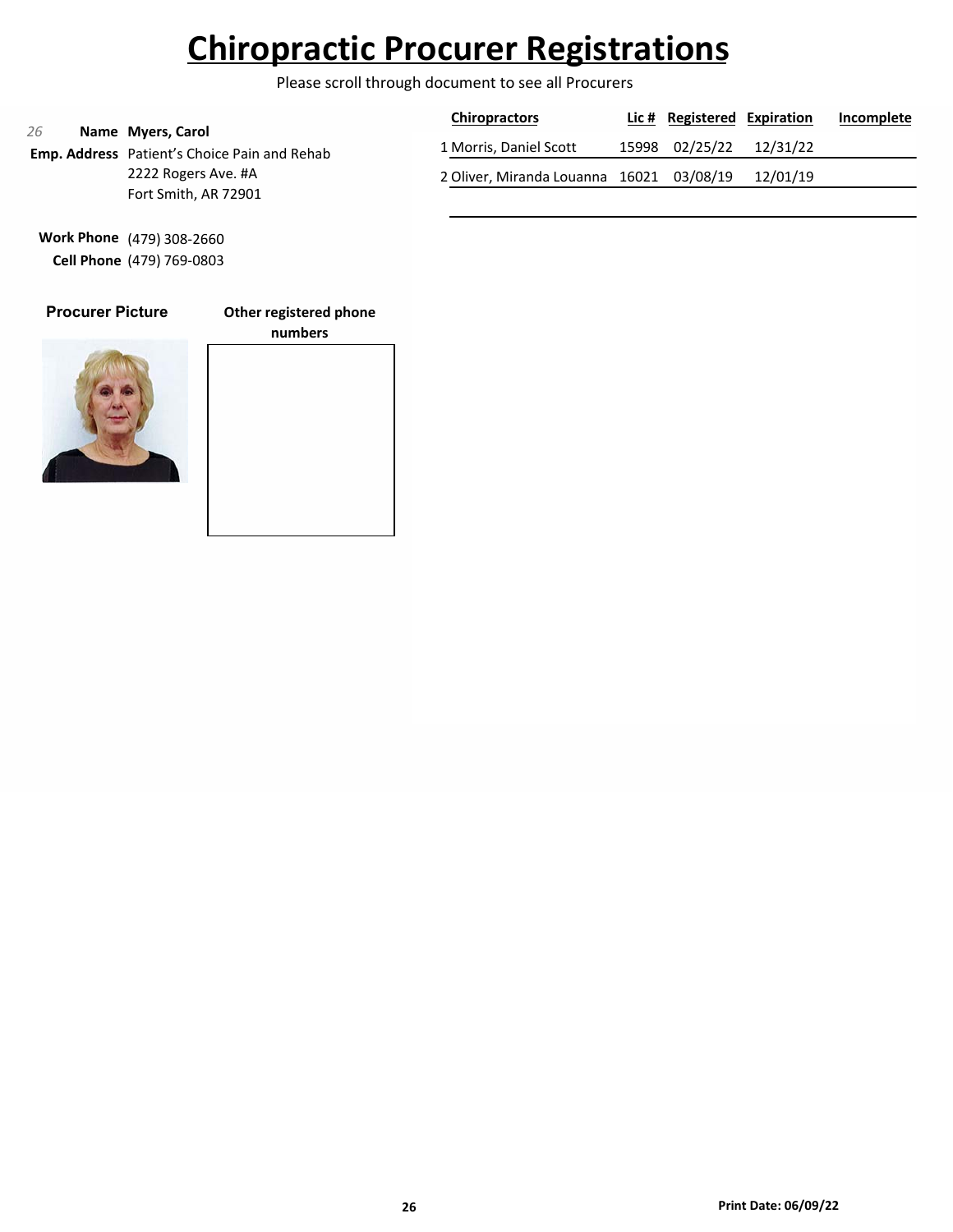# Chiropractic Procurer Registrations

Please scroll through document to see all Procurers

*26*

**Name** **Myers, Carol**

**Emp. Address** Patient's Choice Pain and Rehab
2222 Rogers Ave. #A
Fort Smith, AR 72901

**Work Phone** (479) 308-2660
**Cell Phone** (479) 769-0803

**Procurer Picture**

**Other registered phone numbers**

| | Chiropractors | Lic # | Registered | Expiration | Incomplete |
|---|---|---|---|---|---|
| 1 | Morris, Daniel Scott | 15998 | 02/25/22 | 12/31/22 | |
| 2 | Oliver, Miranda Louanna | 16021 | 03/08/19 | 12/01/19 | |

**Print Date: 06/09/22**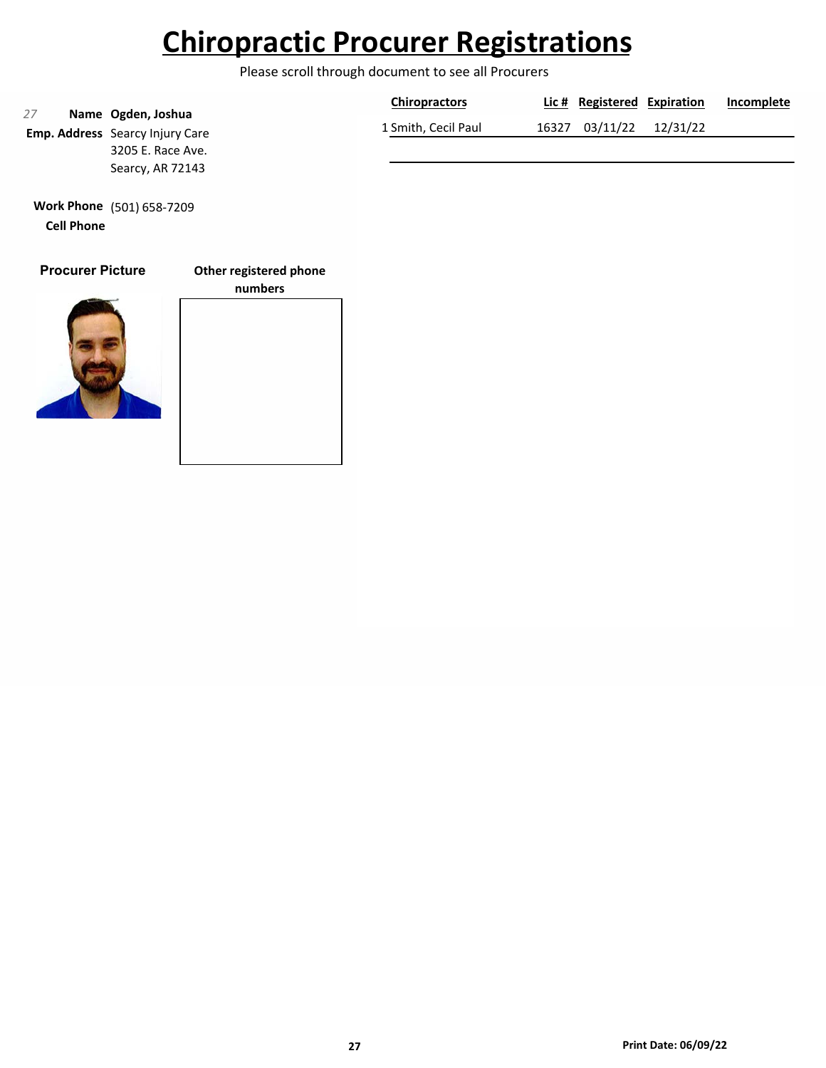# Chiropractic Procurer Registrations

Please scroll through document to see all Procurers

*27*

**Name** **Ogden, Joshua**

**Emp. Address** Searcy Injury Care
3205 E. Race Ave.
Searcy, AR 72143

**Work Phone** (501) 658-7209

**Cell Phone**

| | Chiropractors | Lic # | Registered | Expiration | Incomplete |
|---|---|---|---|---|---|
| 1 | Smith, Cecil Paul | 16327 | 03/11/22 | 12/31/22 | |

**Procurer Picture**

**Other registered phone numbers**

**Print Date: 06/09/22**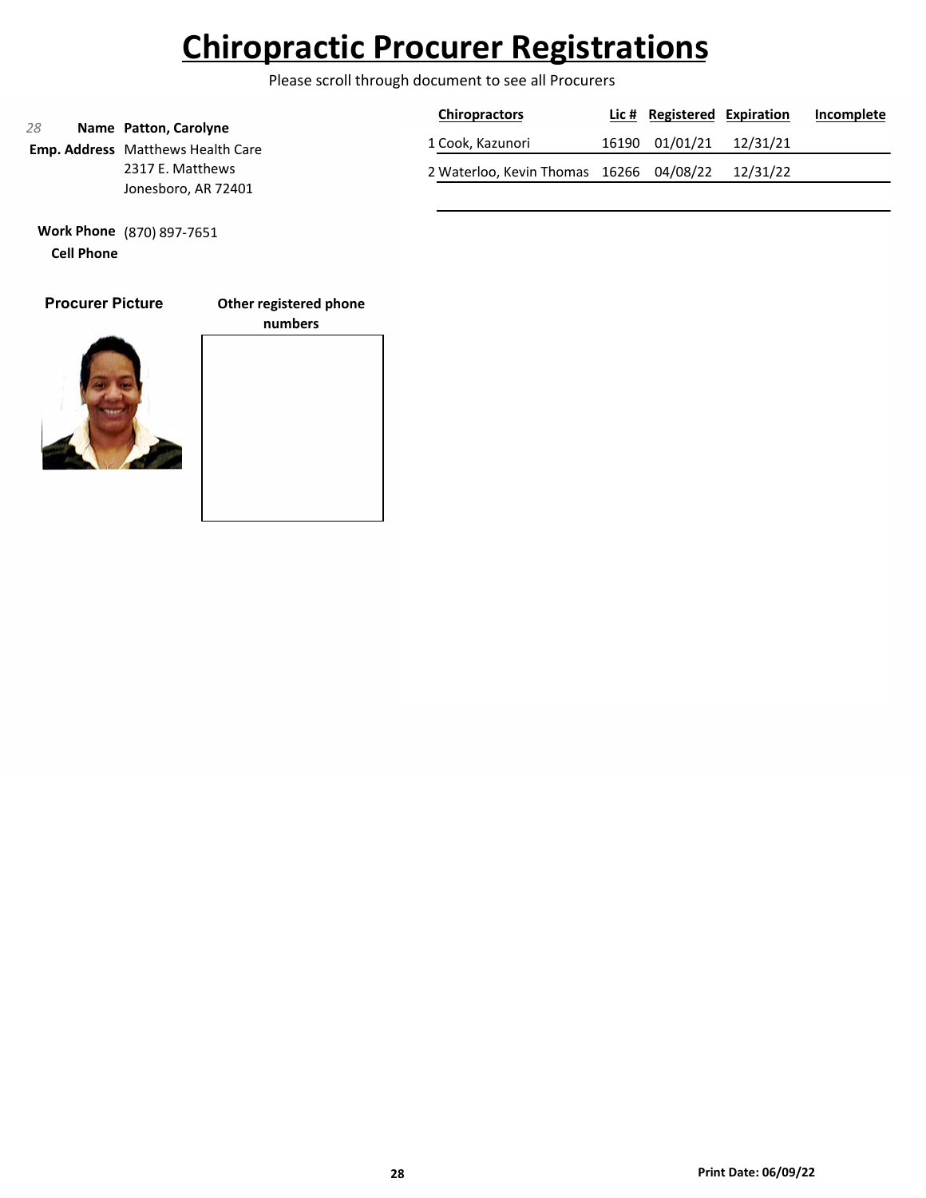# Chiropractic Procurer Registrations

Please scroll through document to see all Procurers

*28*

**Name** **Patton, Carolyne**

**Emp. Address** Matthews Health Care
2317 E. Matthews
Jonesboro, AR 72401

**Work Phone** (870) 897-7651

**Cell Phone**

**Procurer Picture**

**Other registered phone numbers**

| | Chiropractors | Lic # | Registered | Expiration | Incomplete |
|---|---|---|---|---|---|
| 1 | Cook, Kazunori | 16190 | 01/01/21 | 12/31/21 | |
| 2 | Waterloo, Kevin Thomas | 16266 | 04/08/22 | 12/31/22 | |

**Print Date: 06/09/22**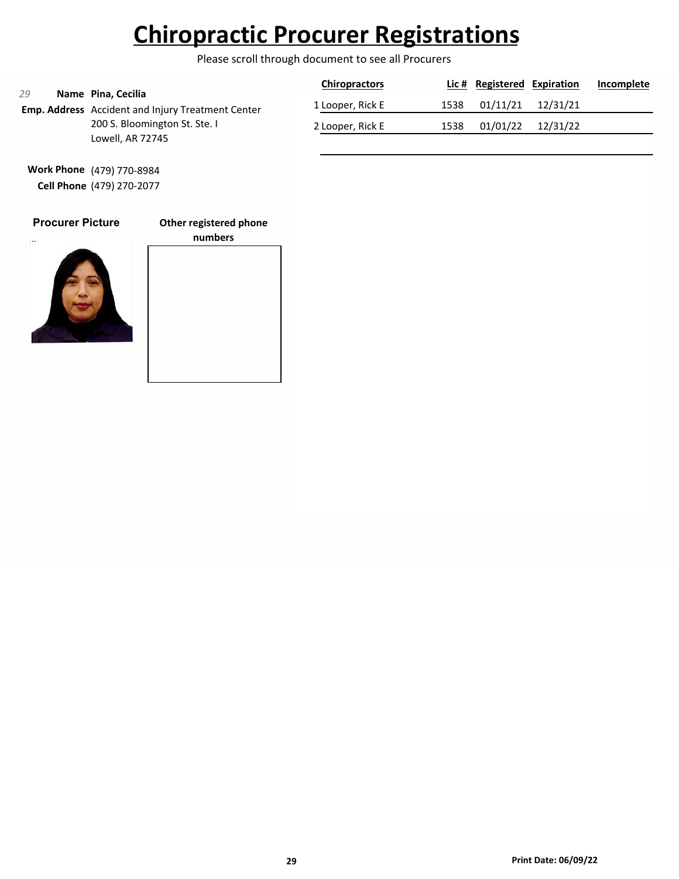# Chiropractic Procurer Registrations

Please scroll through document to see all Procurers

*29*

**Name** **Pina, Cecilia**

**Emp. Address** Accident and Injury Treatment Center
200 S. Bloomington St. Ste. I
Lowell, AR 72745

**Work Phone** (479) 770-8984
**Cell Phone** (479) 270-2077

| | Chiropractors | Lic # | Registered | Expiration | Incomplete |
|---|---|---|---|---|---|
| 1 | Looper, Rick E | 1538 | 01/11/21 | 12/31/21 | |
| 2 | Looper, Rick E | 1538 | 01/01/22 | 12/31/22 | |

**Procurer Picture**

**Other registered phone numbers**

**Print Date: 06/09/22**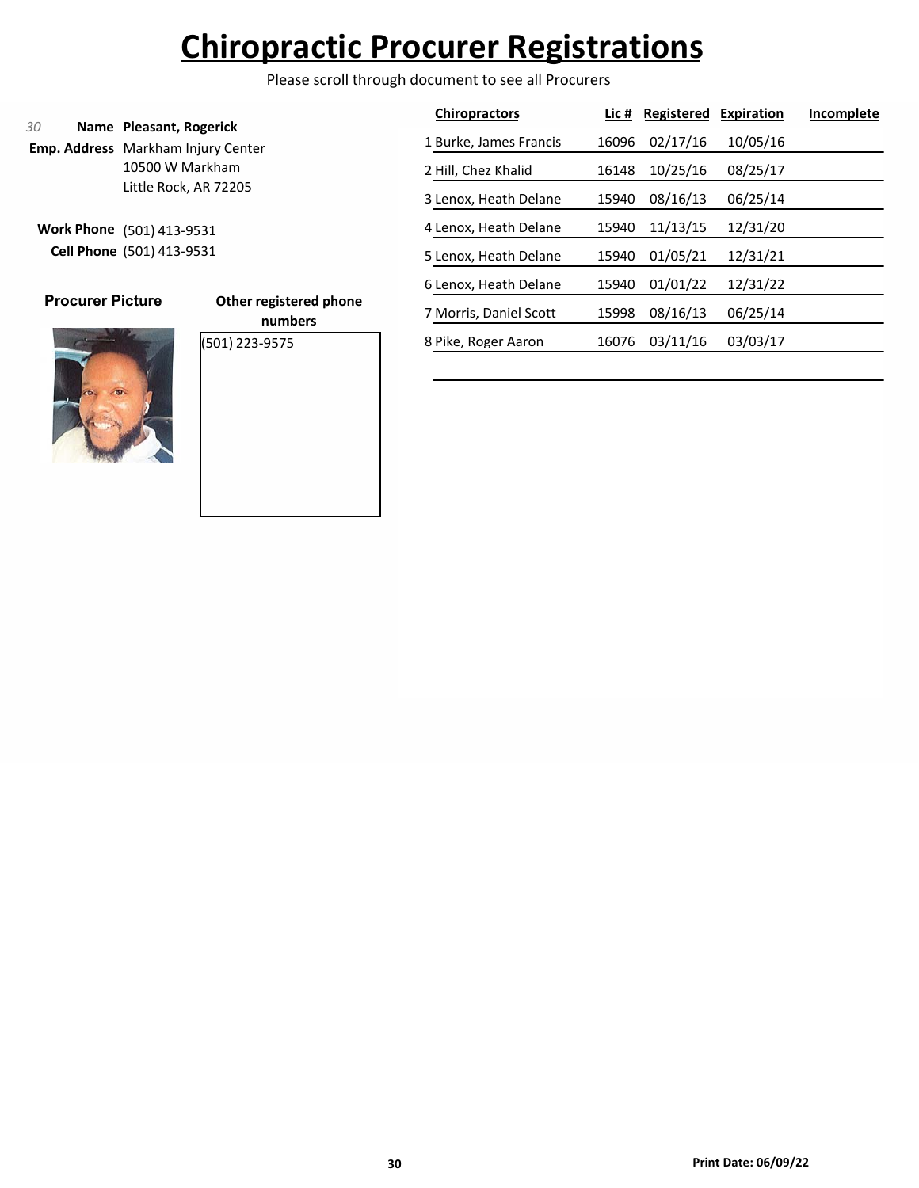# Chiropractic Procurer Registrations

Please scroll through document to see all Procurers

30

**Name** **Pleasant, Rogerick**

**Emp. Address** Markham Injury Center
10500 W Markham
Little Rock, AR 72205

**Work Phone** (501) 413-9531

**Cell Phone** (501) 413-9531

**Procurer Picture**

**Other registered phone numbers**

(501) 223-9575

| | Chiropractors | Lic # | Registered | Expiration | Incomplete |
|---|---|---|---|---|---|
| 1 | Burke, James Francis | 16096 | 02/17/16 | 10/05/16 | |
| 2 | Hill, Chez Khalid | 16148 | 10/25/16 | 08/25/17 | |
| 3 | Lenox, Heath Delane | 15940 | 08/16/13 | 06/25/14 | |
| 4 | Lenox, Heath Delane | 15940 | 11/13/15 | 12/31/20 | |
| 5 | Lenox, Heath Delane | 15940 | 01/05/21 | 12/31/21 | |
| 6 | Lenox, Heath Delane | 15940 | 01/01/22 | 12/31/22 | |
| 7 | Morris, Daniel Scott | 15998 | 08/16/13 | 06/25/14 | |
| 8 | Pike, Roger Aaron | 16076 | 03/11/16 | 03/03/17 | |

Print Date: 06/09/22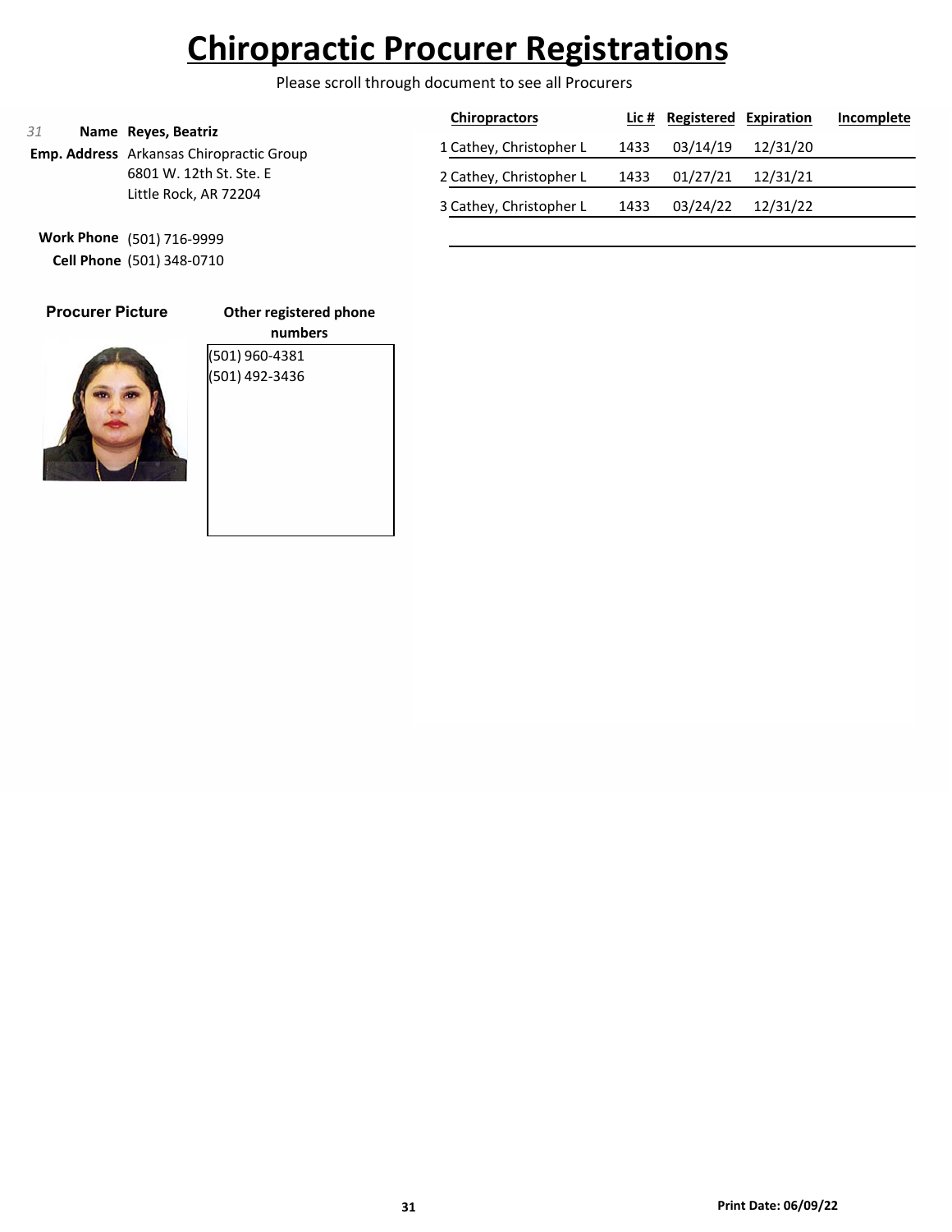# Chiropractic Procurer Registrations

Please scroll through document to see all Procurers

*31*

**Name** **Reyes, Beatriz**

**Emp. Address** Arkansas Chiropractic Group
6801 W. 12th St. Ste. E
Little Rock, AR 72204

**Work Phone** (501) 716-9999

**Cell Phone** (501) 348-0710

| | Chiropractors | Lic # | Registered | Expiration | Incomplete |
|---|---|---|---|---|---|
| 1 | Cathey, Christopher L | 1433 | 03/14/19 | 12/31/20 | |
| 2 | Cathey, Christopher L | 1433 | 01/27/21 | 12/31/21 | |
| 3 | Cathey, Christopher L | 1433 | 03/24/22 | 12/31/22 | |

**Procurer Picture**

**Other registered phone numbers**

(501) 960-4381
(501) 492-3436

**Print Date: 06/09/22**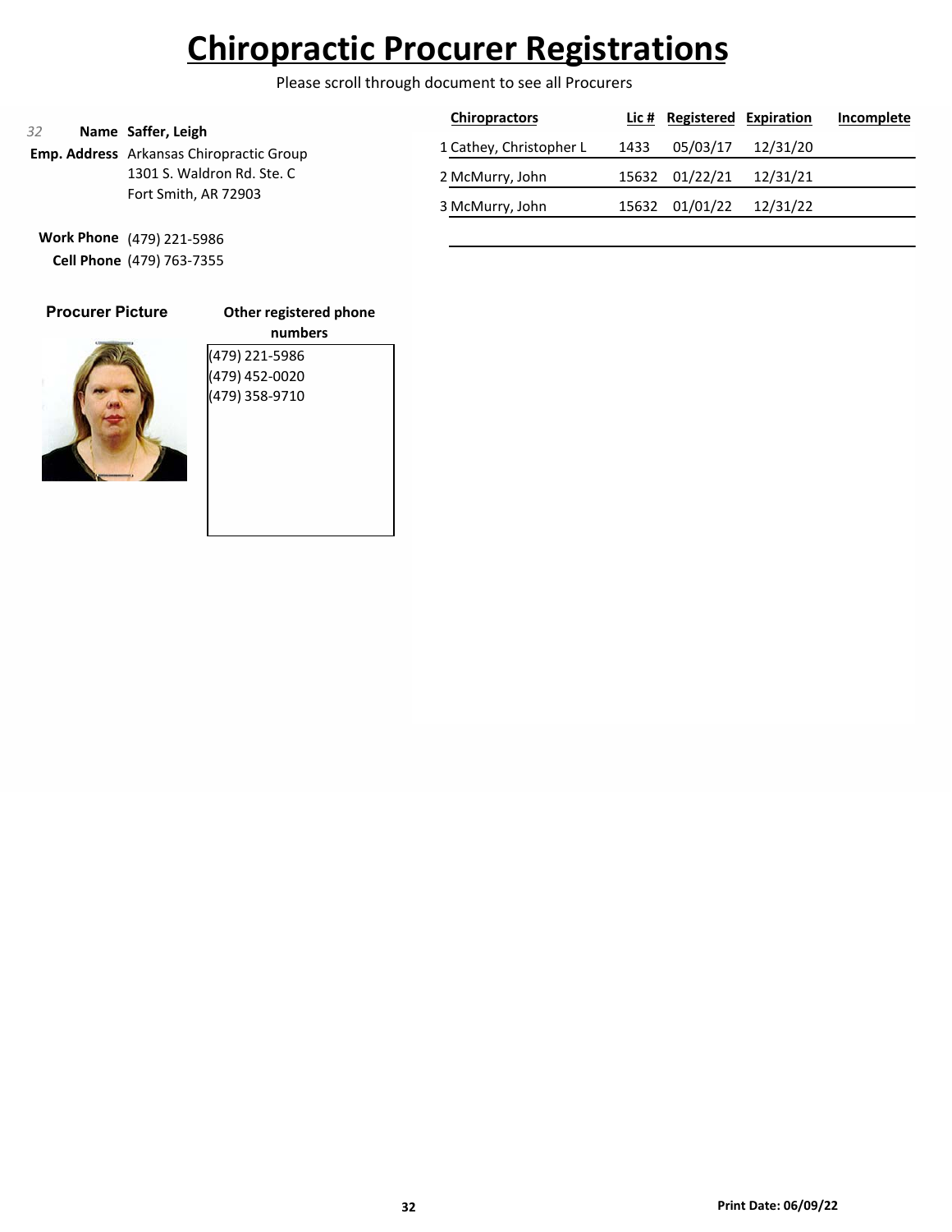# Chiropractic Procurer Registrations

Please scroll through document to see all Procurers

*32*

**Name** **Saffer, Leigh**

**Emp. Address** Arkansas Chiropractic Group
1301 S. Waldron Rd. Ste. C
Fort Smith, AR 72903

**Work Phone** (479) 221-5986

**Cell Phone** (479) 763-7355

| | Chiropractors | Lic # | Registered | Expiration | Incomplete |
|---|---|---|---|---|---|
| 1 | Cathey, Christopher L | 1433 | 05/03/17 | 12/31/20 | |
| 2 | McMurry, John | 15632 | 01/22/21 | 12/31/21 | |
| 3 | McMurry, John | 15632 | 01/01/22 | 12/31/22 | |

**Procurer Picture**

**Other registered phone numbers**

(479) 221-5986
(479) 452-0020
(479) 358-9710

**Print Date: 06/09/22**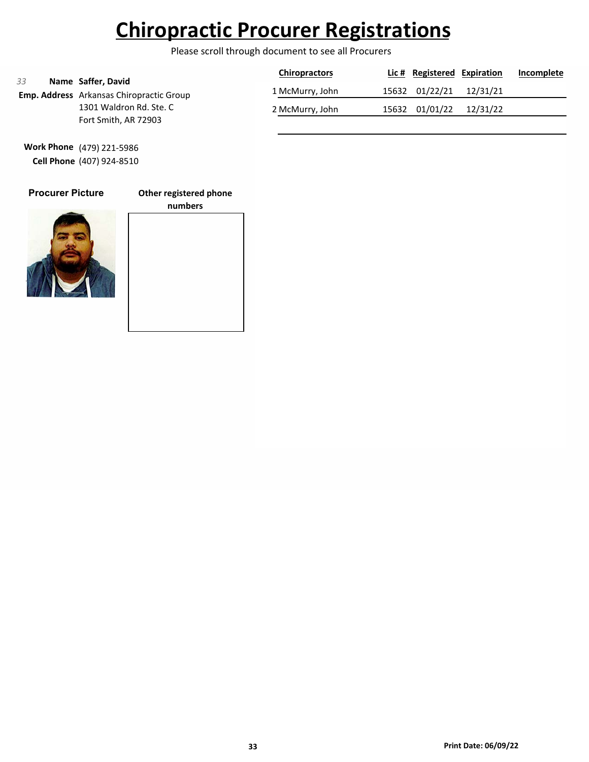# Chiropractic Procurer Registrations

Please scroll through document to see all Procurers

*33*

**Name** **Saffer, David**

**Emp. Address** Arkansas Chiropractic Group
1301 Waldron Rd. Ste. C
Fort Smith, AR 72903

**Work Phone** (479) 221-5986

**Cell Phone** (407) 924-8510

| | Chiropractors | Lic # | Registered | Expiration | Incomplete |
|---|---|---|---|---|---|
| 1 | McMurry, John | 15632 | 01/22/21 | 12/31/21 | |
| 2 | McMurry, John | 15632 | 01/01/22 | 12/31/22 | |

**Procurer Picture**

**Other registered phone numbers**

**Print Date: 06/09/22**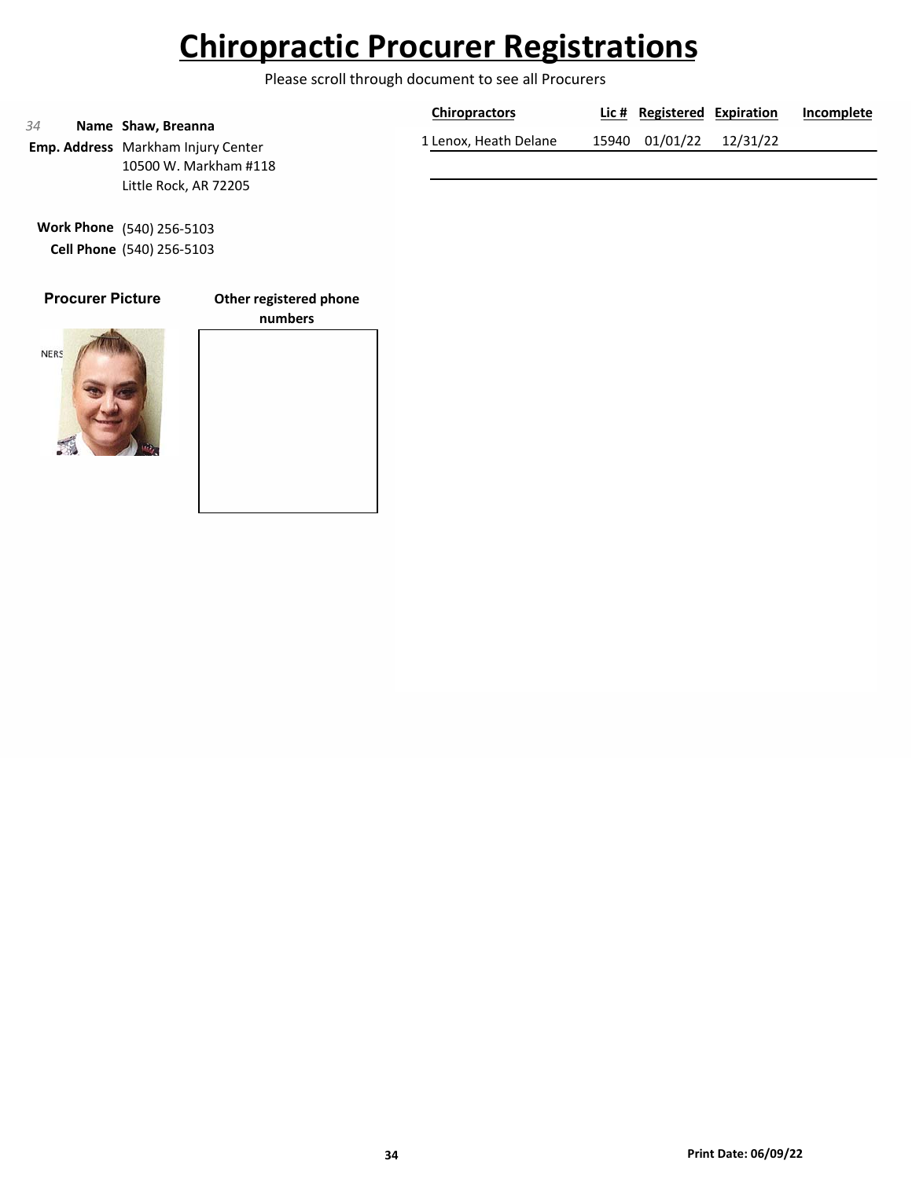# Chiropractic Procurer Registrations

Please scroll through document to see all Procurers

*34* **Name** **Shaw, Breanna**

**Emp. Address** Markham Injury Center
10500 W. Markham #118
Little Rock, AR 72205

**Work Phone** (540) 256-5103
**Cell Phone** (540) 256-5103

**Procurer Picture**

**Other registered phone numbers**

| | Chiropractors | Lic # | Registered | Expiration | Incomplete |
|---|---|---|---|---|---|
| 1 | Lenox, Heath Delane | 15940 | 01/01/22 | 12/31/22 | |

**Print Date: 06/09/22**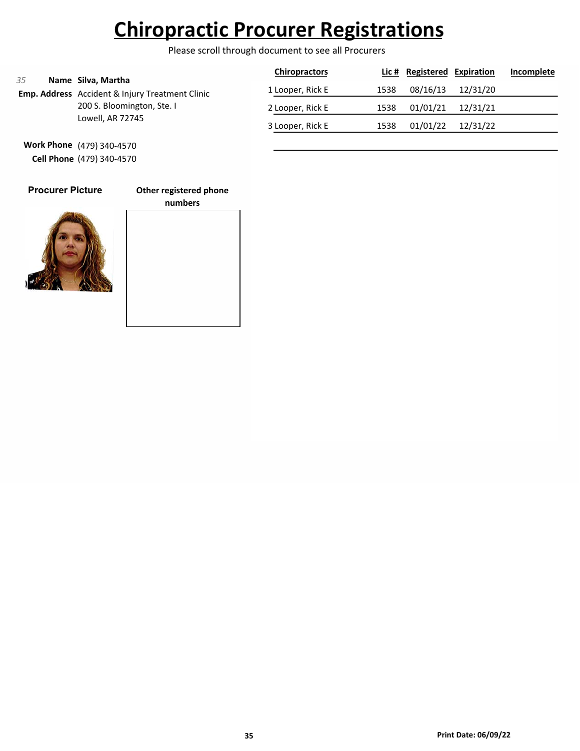# Chiropractic Procurer Registrations

Please scroll through document to see all Procurers

*35* **Name** **Silva, Martha**

**Emp. Address** Accident & Injury Treatment Clinic
200 S. Bloomington, Ste. I
Lowell, AR 72745

**Work Phone** (479) 340-4570
**Cell Phone** (479) 340-4570

**Procurer Picture**

**Other registered phone numbers**

| | Chiropractors | Lic # | Registered | Expiration | Incomplete |
|---|---|---|---|---|---|
| 1 | Looper, Rick E | 1538 | 08/16/13 | 12/31/20 | |
| 2 | Looper, Rick E | 1538 | 01/01/21 | 12/31/21 | |
| 3 | Looper, Rick E | 1538 | 01/01/22 | 12/31/22 | |

**Print Date: 06/09/22**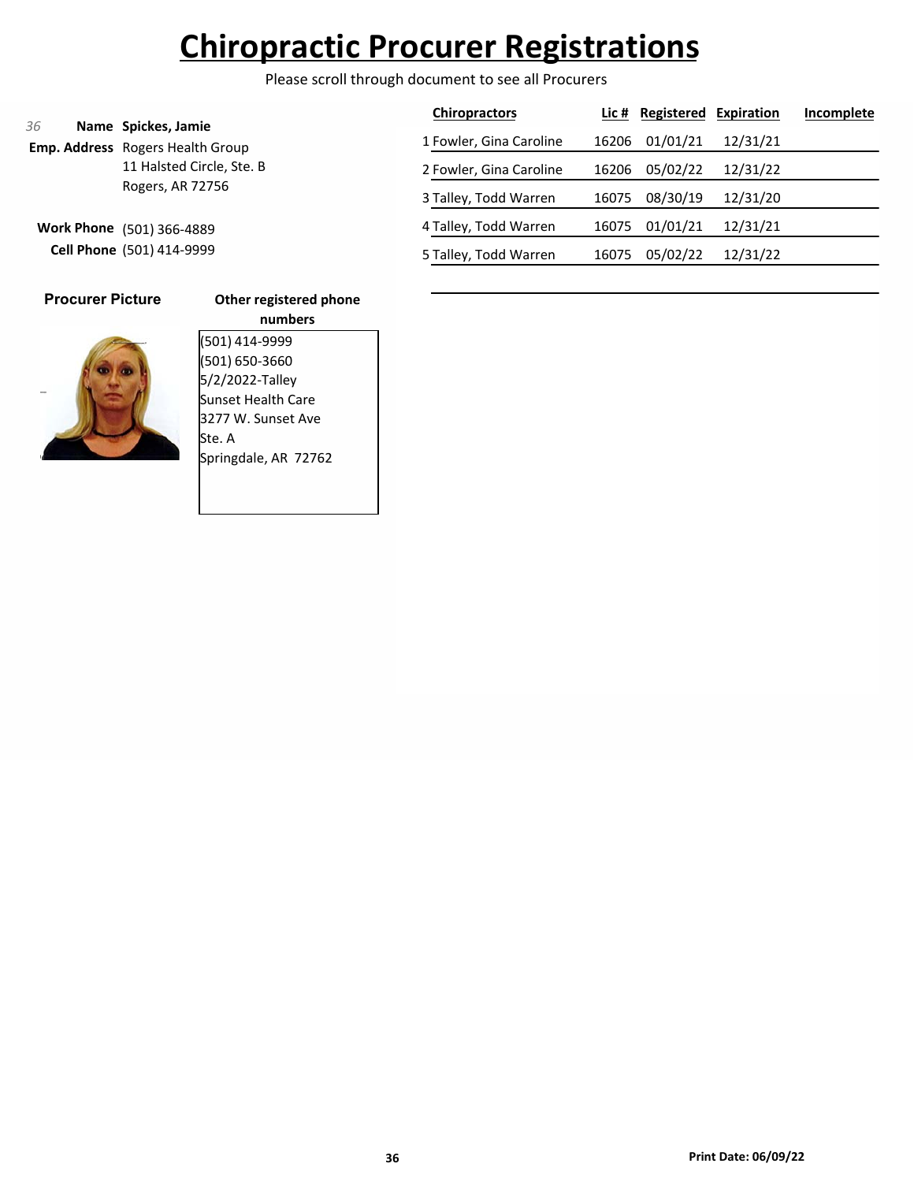# Chiropractic Procurer Registrations

Please scroll through document to see all Procurers

*36*

**Name** **Spickes, Jamie**

**Emp. Address** Rogers Health Group
11 Halsted Circle, Ste. B
Rogers, AR 72756

**Work Phone** (501) 366-4889

**Cell Phone** (501) 414-9999

| | Chiropractors | Lic # | Registered | Expiration | Incomplete |
|---|---|---|---|---|---|
| 1 | Fowler, Gina Caroline | 16206 | 01/01/21 | 12/31/21 | |
| 2 | Fowler, Gina Caroline | 16206 | 05/02/22 | 12/31/22 | |
| 3 | Talley, Todd Warren | 16075 | 08/30/19 | 12/31/20 | |
| 4 | Talley, Todd Warren | 16075 | 01/01/21 | 12/31/21 | |
| 5 | Talley, Todd Warren | 16075 | 05/02/22 | 12/31/22 | |

**Procurer Picture**

**Other registered phone numbers**

(501) 414-9999
(501) 650-3660
5/2/2022-Talley
Sunset Health Care
3277 W. Sunset Ave
Ste. A
Springdale, AR 72762

**Print Date: 06/09/22**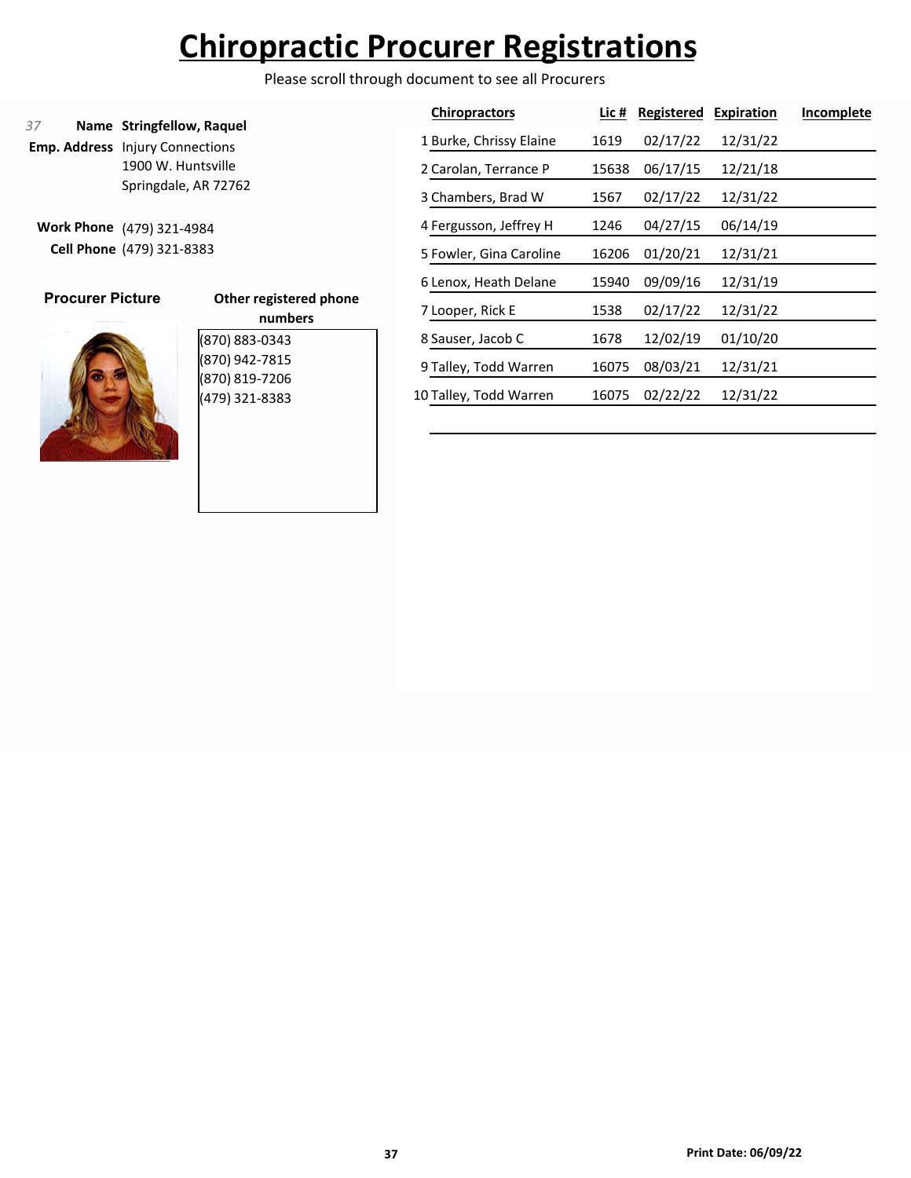// Chiropractic Procurer Registrations

Please scroll through document to see all Procurers

37

**Name** **Stringfellow, Raquel**

**Emp. Address** Injury Connections
1900 W. Huntsville
Springdale, AR 72762

**Work Phone** (479) 321-4984

**Cell Phone** (479) 321-8383

**Procurer Picture**

**Other registered phone numbers**

(870) 883-0343
(870) 942-7815
(870) 819-7206
(479) 321-8383

| | Chiropractors | Lic # | Registered | Expiration | Incomplete |
|---|---|---|---|---|---|
| 1 | Burke, Chrissy Elaine | 1619 | 02/17/22 | 12/31/22 | |
| 2 | Carolan, Terrance P | 15638 | 06/17/15 | 12/21/18 | |
| 3 | Chambers, Brad W | 1567 | 02/17/22 | 12/31/22 | |
| 4 | Fergusson, Jeffrey H | 1246 | 04/27/15 | 06/14/19 | |
| 5 | Fowler, Gina Caroline | 16206 | 01/20/21 | 12/31/21 | |
| 6 | Lenox, Heath Delane | 15940 | 09/09/16 | 12/31/19 | |
| 7 | Looper, Rick E | 1538 | 02/17/22 | 12/31/22 | |
| 8 | Sauser, Jacob C | 1678 | 12/02/19 | 01/10/20 | |
| 9 | Talley, Todd Warren | 16075 | 08/03/21 | 12/31/21 | |
| 10 | Talley, Todd Warren | 16075 | 02/22/22 | 12/31/22 | |

Print Date: 06/09/22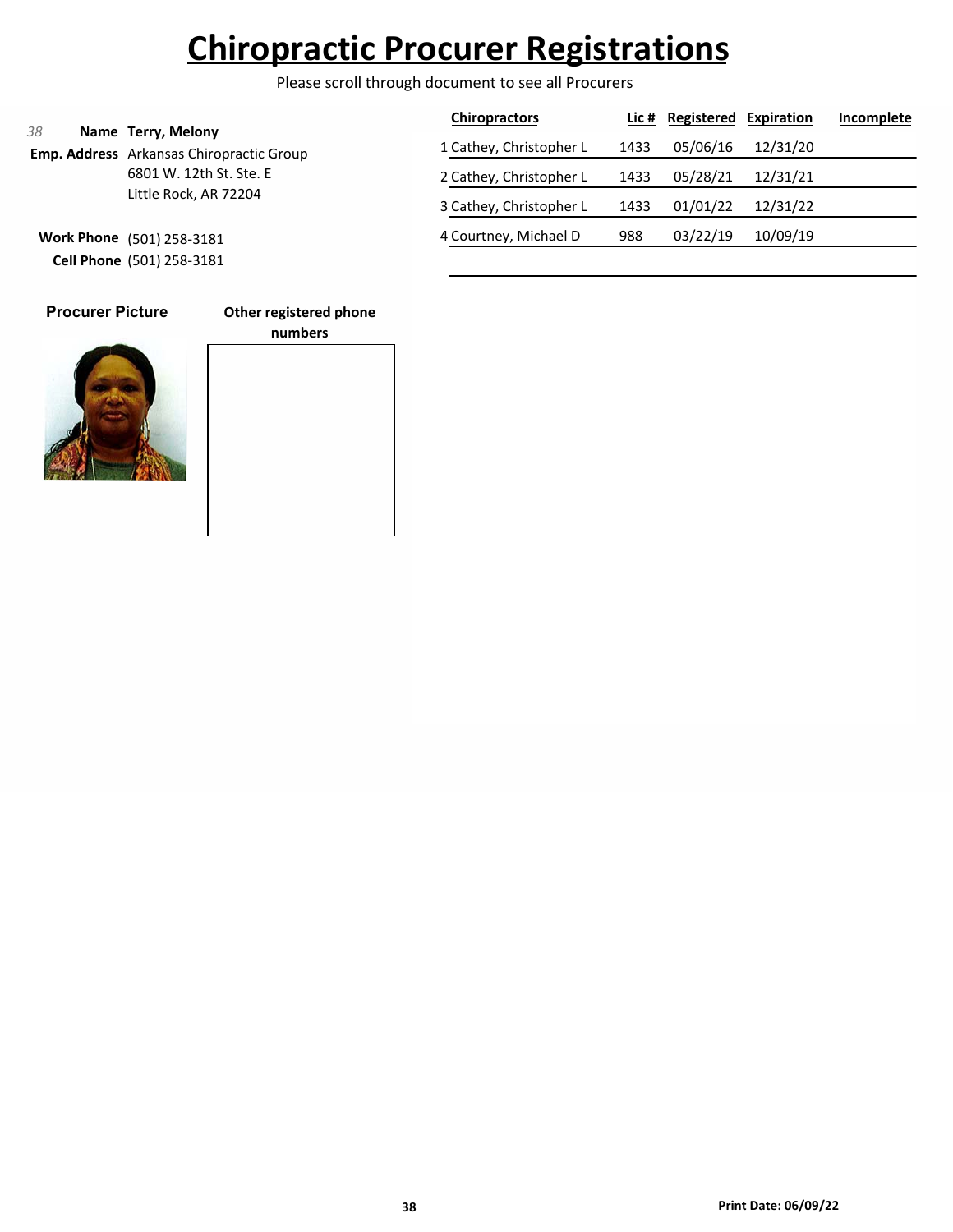# Chiropractic Procurer Registrations

Please scroll through document to see all Procurers

*38*

**Name** **Terry, Melony**

**Emp. Address** Arkansas Chiropractic Group
6801 W. 12th St. Ste. E
Little Rock, AR 72204

**Work Phone** (501) 258-3181

**Cell Phone** (501) 258-3181

| | Chiropractors | Lic # | Registered | Expiration | Incomplete |
|---|---|---|---|---|---|
| 1 | Cathey, Christopher L | 1433 | 05/06/16 | 12/31/20 | |
| 2 | Cathey, Christopher L | 1433 | 05/28/21 | 12/31/21 | |
| 3 | Cathey, Christopher L | 1433 | 01/01/22 | 12/31/22 | |
| 4 | Courtney, Michael D | 988 | 03/22/19 | 10/09/19 | |

**Procurer Picture**

**Other registered phone numbers**

**Print Date: 06/09/22**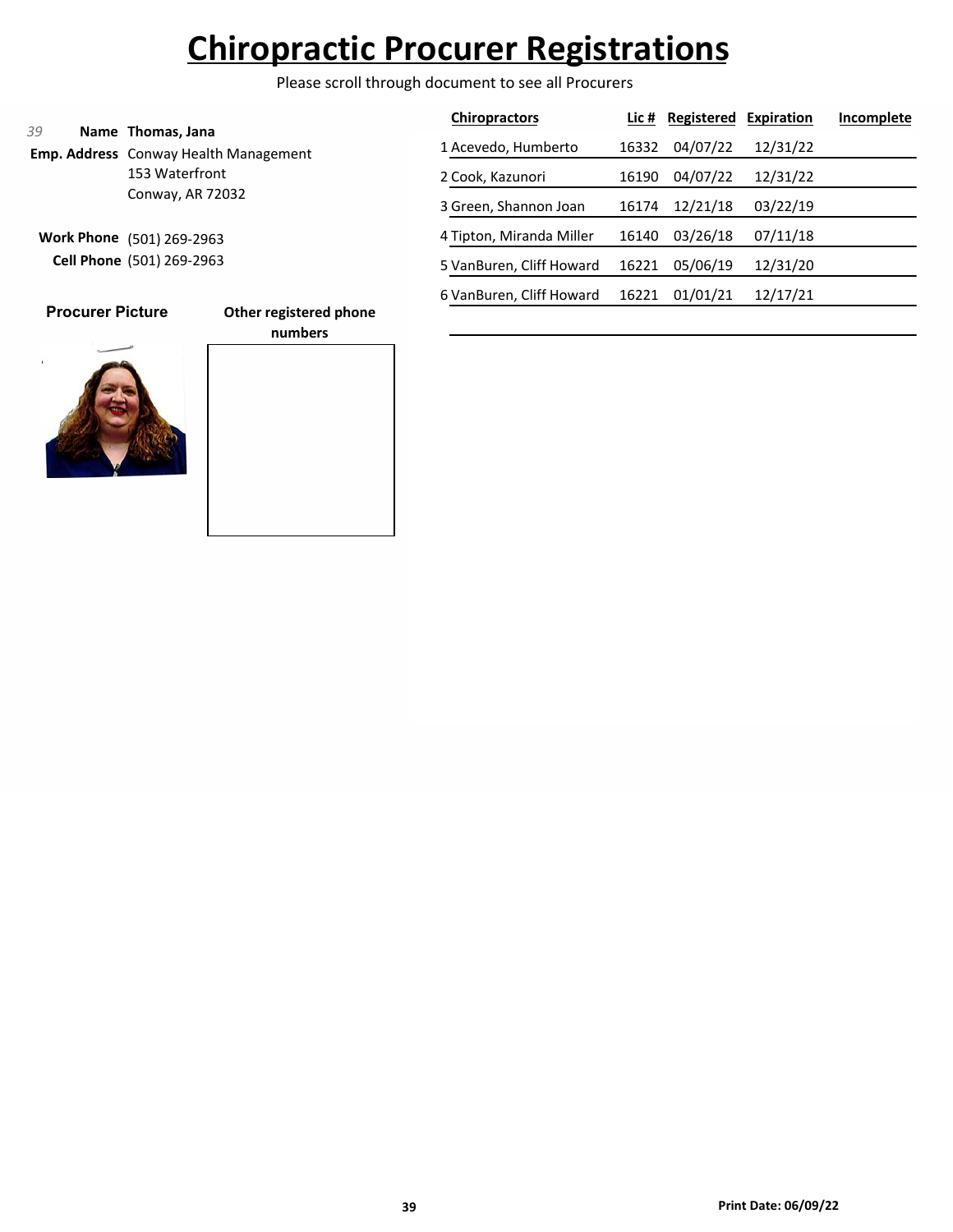# Chiropractic Procurer Registrations

Please scroll through document to see all Procurers

*39* **Name** **Thomas, Jana**

**Emp. Address** Conway Health Management
153 Waterfront
Conway, AR 72032

**Work Phone** (501) 269-2963
**Cell Phone** (501) 269-2963

**Procurer Picture**

**Other registered phone numbers**

| | Chiropractors | Lic # | Registered | Expiration | Incomplete |
|---|---|---|---|---|---|
| 1 | Acevedo, Humberto | 16332 | 04/07/22 | 12/31/22 | |
| 2 | Cook, Kazunori | 16190 | 04/07/22 | 12/31/22 | |
| 3 | Green, Shannon Joan | 16174 | 12/21/18 | 03/22/19 | |
| 4 | Tipton, Miranda Miller | 16140 | 03/26/18 | 07/11/18 | |
| 5 | VanBuren, Cliff Howard | 16221 | 05/06/19 | 12/31/20 | |
| 6 | VanBuren, Cliff Howard | 16221 | 01/01/21 | 12/17/21 | |

**Print Date: 06/09/22**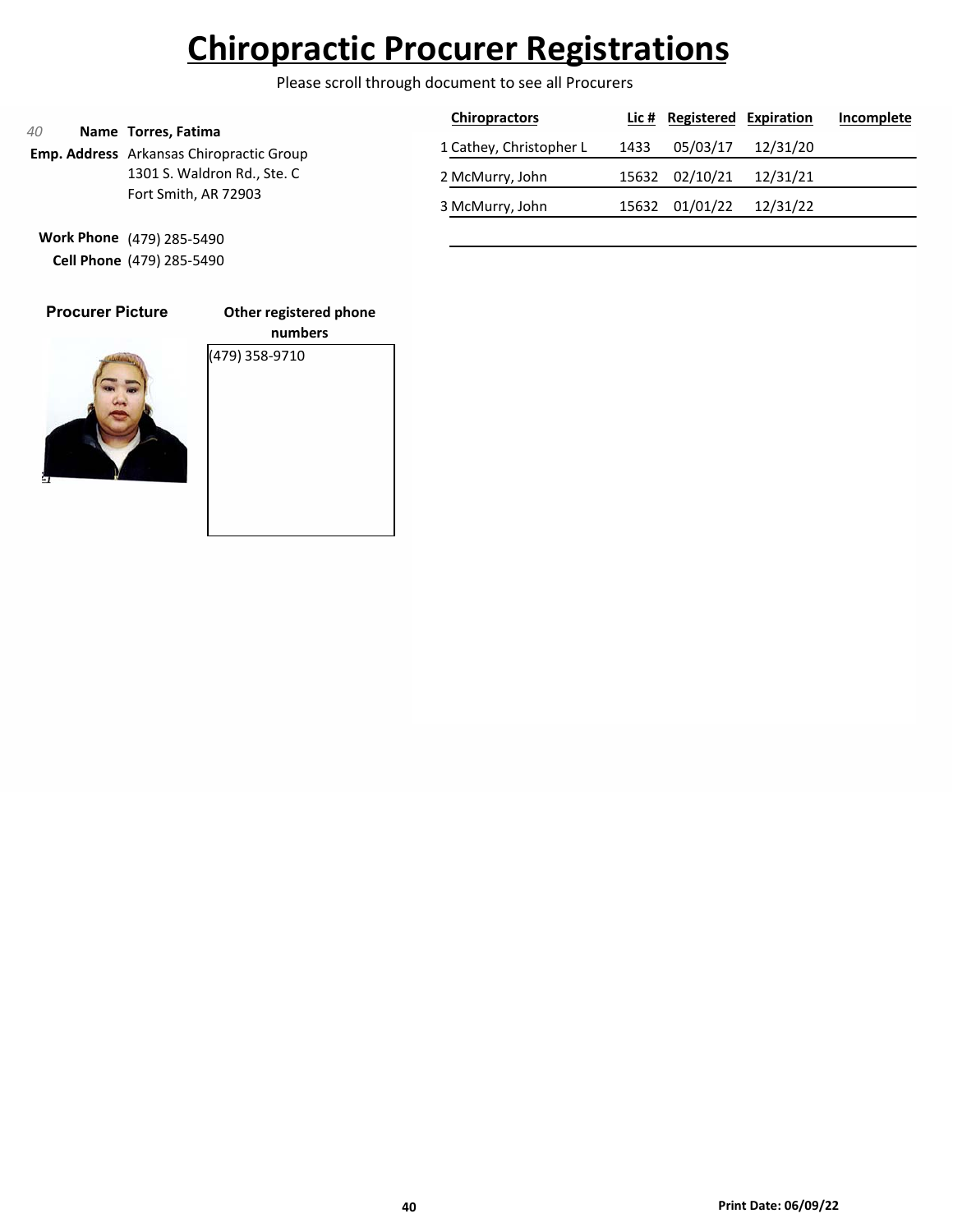# Chiropractic Procurer Registrations

Please scroll through document to see all Procurers

40 **Name** **Torres, Fatima**

**Emp. Address** Arkansas Chiropractic Group
1301 S. Waldron Rd., Ste. C
Fort Smith, AR 72903

**Work Phone** (479) 285-5490
**Cell Phone** (479) 285-5490

| | Chiropractors | Lic # | Registered | Expiration | Incomplete |
|---|---|---|---|---|---|
| 1 | Cathey, Christopher L | 1433 | 05/03/17 | 12/31/20 | |
| 2 | McMurry, John | 15632 | 02/10/21 | 12/31/21 | |
| 3 | McMurry, John | 15632 | 01/01/22 | 12/31/22 | |

**Procurer Picture**

**Other registered phone numbers**

(479) 358-9710

**Print Date: 06/09/22**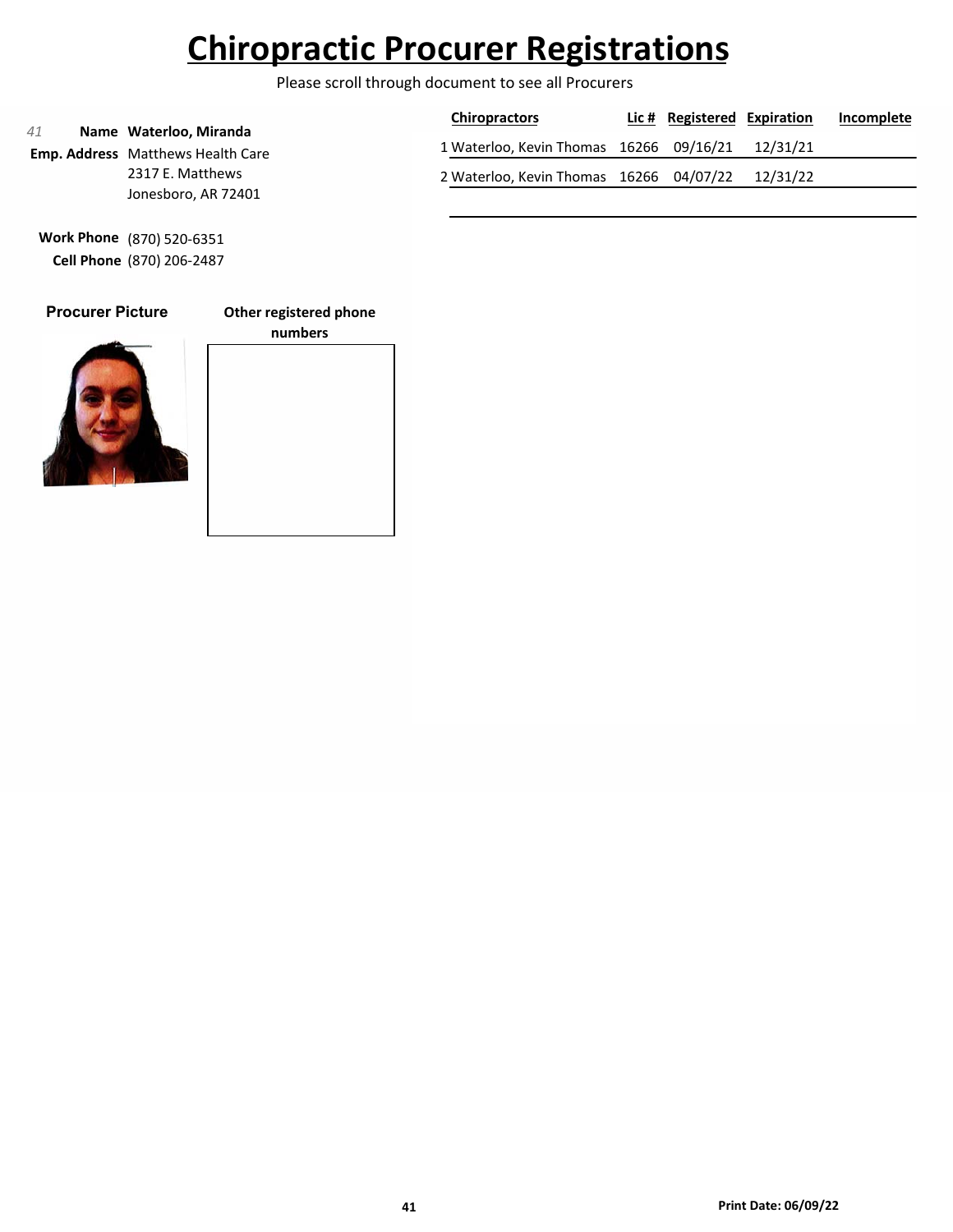# Chiropractic Procurer Registrations

Please scroll through document to see all Procurers

*41* **Name** **Waterloo, Miranda**

**Emp. Address** Matthews Health Care
2317 E. Matthews
Jonesboro, AR 72401

**Work Phone** (870) 520-6351
**Cell Phone** (870) 206-2487

| | Chiropractors | Lic # | Registered | Expiration | Incomplete |
|---|---|---|---|---|---|
| 1 | Waterloo, Kevin Thomas | 16266 | 09/16/21 | 12/31/21 | |
| 2 | Waterloo, Kevin Thomas | 16266 | 04/07/22 | 12/31/22 | |

**Procurer Picture**

**Other registered phone numbers**

**Print Date: 06/09/22**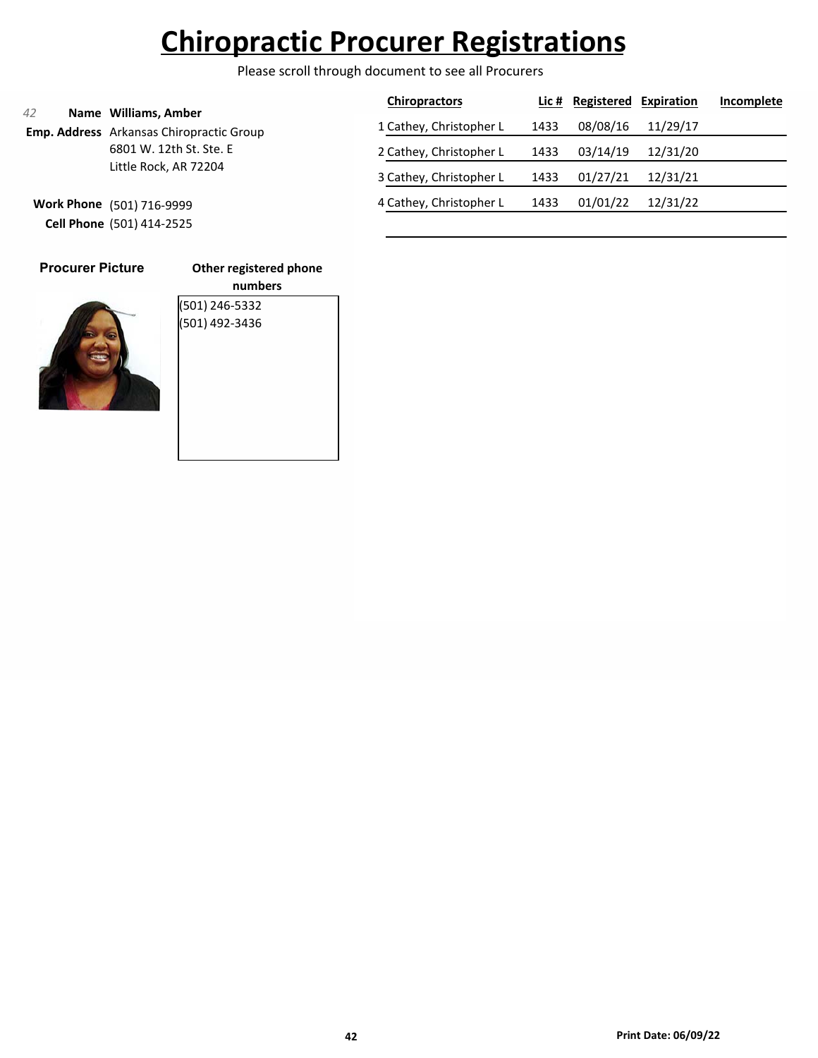# Chiropractic Procurer Registrations

Please scroll through document to see all Procurers

*42*

**Name** **Williams, Amber**

**Emp. Address** Arkansas Chiropractic Group
6801 W. 12th St. Ste. E
Little Rock, AR 72204

**Work Phone** (501) 716-9999

**Cell Phone** (501) 414-2525

| | Chiropractors | Lic # | Registered | Expiration | Incomplete |
|---|---|---|---|---|---|
| 1 | Cathey, Christopher L | 1433 | 08/08/16 | 11/29/17 | |
| 2 | Cathey, Christopher L | 1433 | 03/14/19 | 12/31/20 | |
| 3 | Cathey, Christopher L | 1433 | 01/27/21 | 12/31/21 | |
| 4 | Cathey, Christopher L | 1433 | 01/01/22 | 12/31/22 | |

**Procurer Picture**

**Other registered phone numbers**

(501) 246-5332
(501) 492-3436

**Print Date: 06/09/22**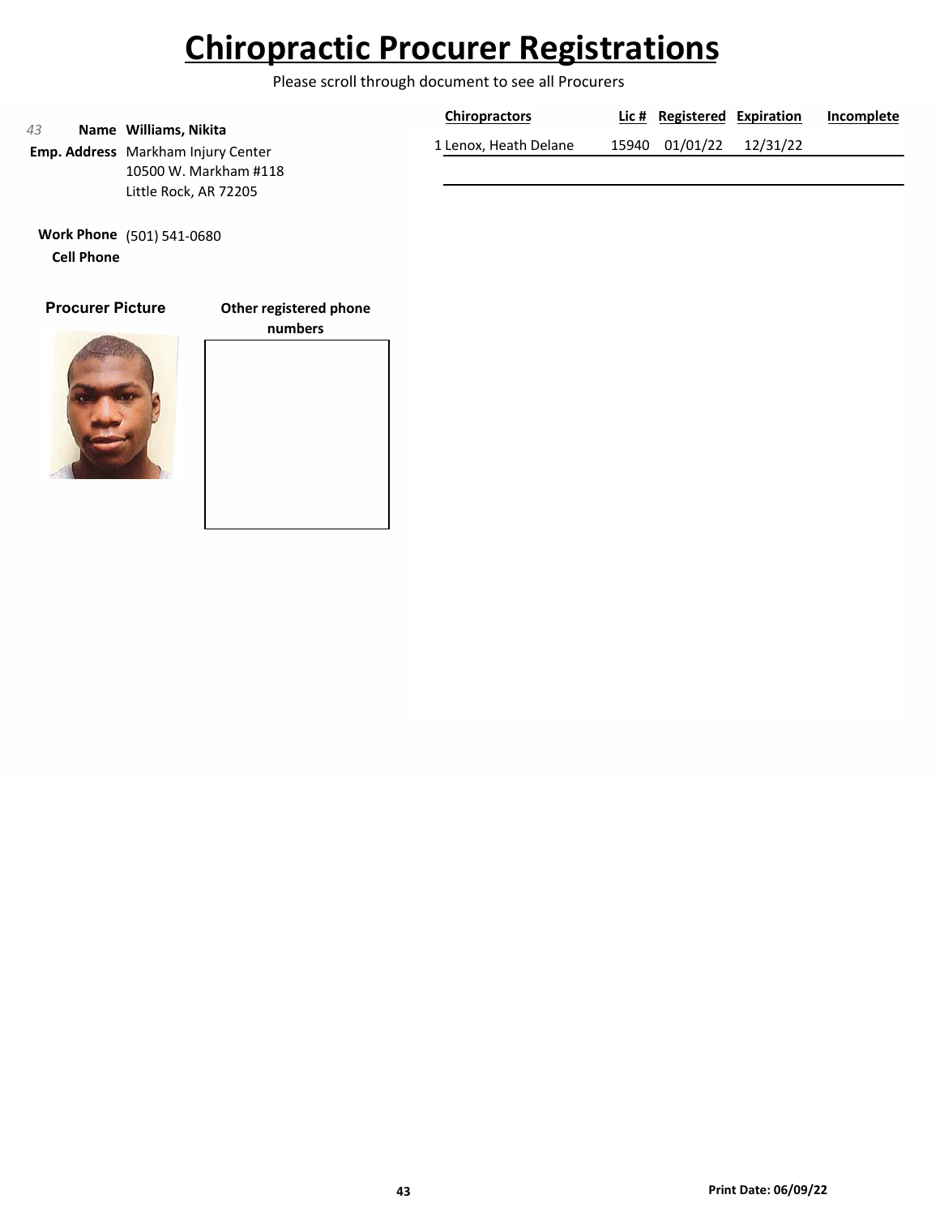# Chiropractic Procurer Registrations

Please scroll through document to see all Procurers

*43* **Name** **Williams, Nikita**

**Emp. Address** Markham Injury Center
10500 W. Markham #118
Little Rock, AR 72205

**Work Phone** (501) 541-0680
**Cell Phone**

| | Chiropractors | Lic # | Registered | Expiration | Incomplete |
|---|---|---|---|---|---|
| 1 | Lenox, Heath Delane | 15940 | 01/01/22 | 12/31/22 | |

**Procurer Picture**

**Other registered phone numbers**

**Print Date: 06/09/22**